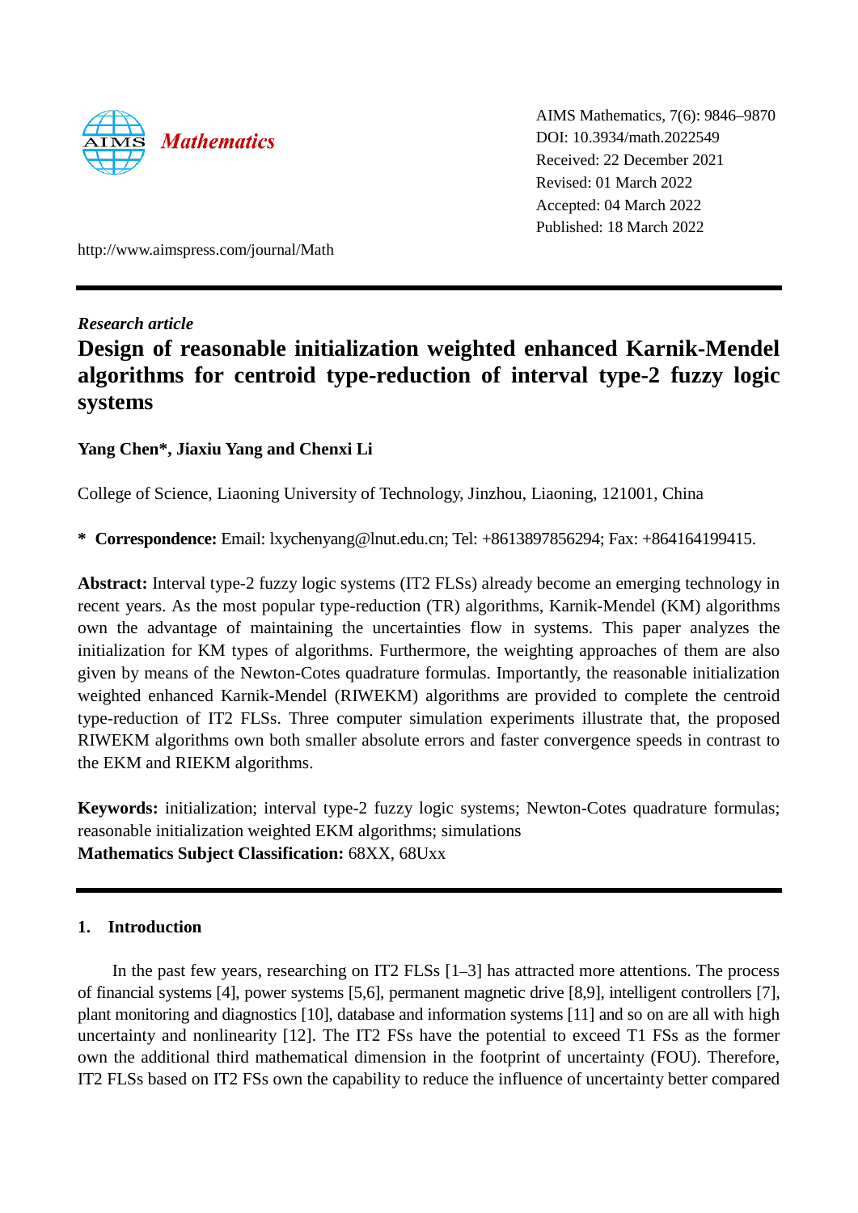AIMS Mathematics, 7(6): 9846–9870
DOI: 10.3934/math.2022549
Received: 22 December 2021
Revised: 01 March 2022
Accepted: 04 March 2022
Published: 18 March 2022

http://www.aimspress.com/journal/Math

*Research article*

# Design of reasonable initialization weighted enhanced Karnik-Mendel algorithms for centroid type-reduction of interval type-2 fuzzy logic systems

**Yang Chen*, Jiaxiu Yang and Chenxi Li**

College of Science, Liaoning University of Technology, Jinzhou, Liaoning, 121001, China

* **Correspondence:** Email: lxychenyang@lnut.edu.cn; Tel: +8613897856294; Fax: +864164199415.

**Abstract:** Interval type-2 fuzzy logic systems (IT2 FLSs) already become an emerging technology in recent years. As the most popular type-reduction (TR) algorithms, Karnik-Mendel (KM) algorithms own the advantage of maintaining the uncertainties flow in systems. This paper analyzes the initialization for KM types of algorithms. Furthermore, the weighting approaches of them are also given by means of the Newton-Cotes quadrature formulas. Importantly, the reasonable initialization weighted enhanced Karnik-Mendel (RIWEKM) algorithms are provided to complete the centroid type-reduction of IT2 FLSs. Three computer simulation experiments illustrate that, the proposed RIWEKM algorithms own both smaller absolute errors and faster convergence speeds in contrast to the EKM and RIEKM algorithms.

**Keywords:** initialization; interval type-2 fuzzy logic systems; Newton-Cotes quadrature formulas; reasonable initialization weighted EKM algorithms; simulations
**Mathematics Subject Classification:** 68XX, 68Uxx

## 1. Introduction

In the past few years, researching on IT2 FLSs [1–3] has attracted more attentions. The process of financial systems [4], power systems [5,6], permanent magnetic drive [8,9], intelligent controllers [7], plant monitoring and diagnostics [10], database and information systems [11] and so on are all with high uncertainty and nonlinearity [12]. The IT2 FSs have the potential to exceed T1 FSs as the former own the additional third mathematical dimension in the footprint of uncertainty (FOU). Therefore, IT2 FLSs based on IT2 FSs own the capability to reduce the influence of uncertainty better compared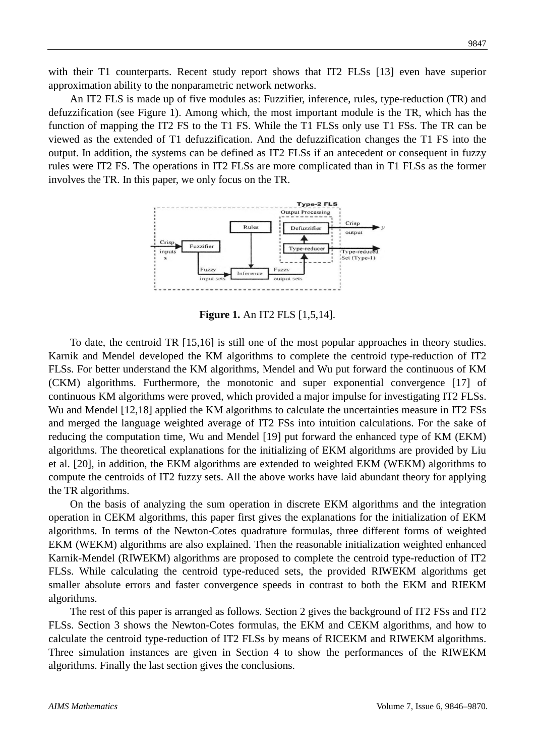with their T1 counterparts. Recent study report shows that IT2 FLSs [13] even have superior approximation ability to the nonparametric network networks.

An IT2 FLS is made up of five modules as: Fuzzifier, inference, rules, type-reduction (TR) and defuzzification (see Figure 1). Among which, the most important module is the TR, which has the function of mapping the IT2 FS to the T1 FS. While the T1 FLSs only use T1 FSs. The TR can be viewed as the extended of T1 defuzzification. And the defuzzification changes the T1 FS into the output. In addition, the systems can be defined as IT2 FLSs if an antecedent or consequent in fuzzy rules were IT2 FS. The operations in IT2 FLSs are more complicated than in T1 FLSs as the former involves the TR. In this paper, we only focus on the TR.

**Figure 1.** An IT2 FLS [1,5,14].

To date, the centroid TR [15,16] is still one of the most popular approaches in theory studies. Karnik and Mendel developed the KM algorithms to complete the centroid type-reduction of IT2 FLSs. For better understand the KM algorithms, Mendel and Wu put forward the continuous of KM (CKM) algorithms. Furthermore, the monotonic and super exponential convergence [17] of continuous KM algorithms were proved, which provided a major impulse for investigating IT2 FLSs. Wu and Mendel [12,18] applied the KM algorithms to calculate the uncertainties measure in IT2 FSs and merged the language weighted average of IT2 FSs into intuition calculations. For the sake of reducing the computation time, Wu and Mendel [19] put forward the enhanced type of KM (EKM) algorithms. The theoretical explanations for the initializing of EKM algorithms are provided by Liu et al. [20], in addition, the EKM algorithms are extended to weighted EKM (WEKM) algorithms to compute the centroids of IT2 fuzzy sets. All the above works have laid abundant theory for applying the TR algorithms.

On the basis of analyzing the sum operation in discrete EKM algorithms and the integration operation in CEKM algorithms, this paper first gives the explanations for the initialization of EKM algorithms. In terms of the Newton-Cotes quadrature formulas, three different forms of weighted EKM (WEKM) algorithms are also explained. Then the reasonable initialization weighted enhanced Karnik-Mendel (RIWEKM) algorithms are proposed to complete the centroid type-reduction of IT2 FLSs. While calculating the centroid type-reduced sets, the provided RIWEKM algorithms get smaller absolute errors and faster convergence speeds in contrast to both the EKM and RIEKM algorithms.

The rest of this paper is arranged as follows. Section 2 gives the background of IT2 FSs and IT2 FLSs. Section 3 shows the Newton-Cotes formulas, the EKM and CEKM algorithms, and how to calculate the centroid type-reduction of IT2 FLSs by means of RICEKM and RIWEKM algorithms. Three simulation instances are given in Section 4 to show the performances of the RIWEKM algorithms. Finally the last section gives the conclusions.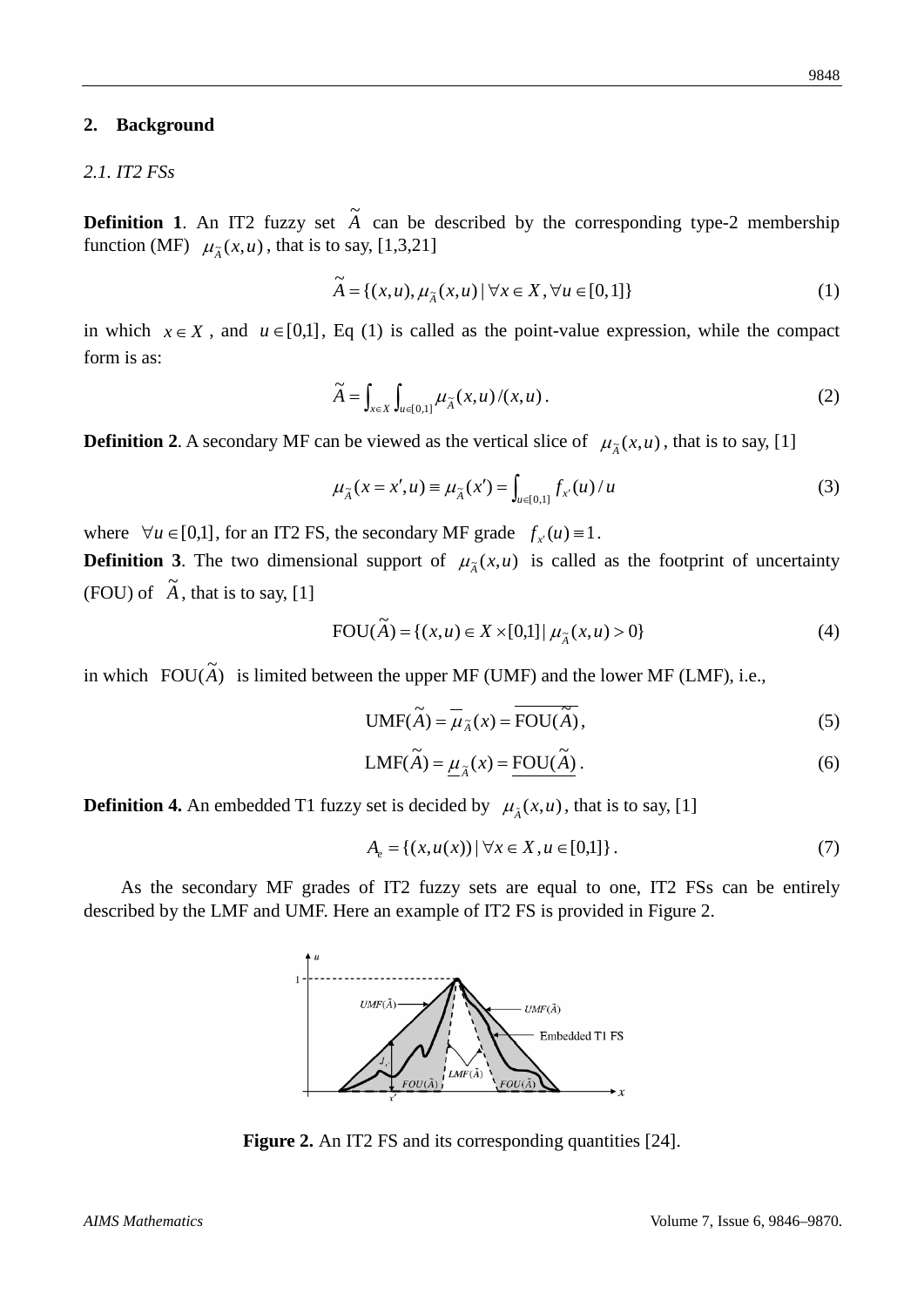## 2. Background

### 2.1. IT2 FSs

**Definition 1**. An IT2 fuzzy set $\tilde{A}$ can be described by the corresponding type-2 membership function (MF) $\mu_{\tilde{A}}(x,u)$, that is to say, [1,3,21]

$$\tilde{A} = \{(x,u), \mu_{\tilde{A}}(x,u) \mid \forall x \in X, \forall u \in [0,1]\} \tag{1}$$

in which $x \in X$, and $u \in [0,1]$, Eq (1) is called as the point-value expression, while the compact form is as:

$$\tilde{A} = \int_{x \in X} \int_{u \in [0,1]} \mu_{\tilde{A}}(x,u)/(x,u). \tag{2}$$

**Definition 2**. A secondary MF can be viewed as the vertical slice of $\mu_{\tilde{A}}(x,u)$, that is to say, [1]

$$\mu_{\tilde{A}}(x = x', u) \equiv \mu_{\tilde{A}}(x') = \int_{u \in [0,1]} f_{x'}(u)/u \tag{3}$$

where $\forall u \in [0,1]$, for an IT2 FS, the secondary MF grade $f_{x'}(u) \equiv 1$.

**Definition 3**. The two dimensional support of $\mu_{\tilde{A}}(x,u)$ is called as the footprint of uncertainty (FOU) of $\tilde{A}$, that is to say, [1]

$$\text{FOU}(\tilde{A}) = \{(x,u) \in X \times [0,1] \mid \mu_{\tilde{A}}(x,u) > 0\} \tag{4}$$

in which $\text{FOU}(\tilde{A})$ is limited between the upper MF (UMF) and the lower MF (LMF), i.e.,

$$\text{UMF}(\tilde{A}) = \overline{\mu}_{\tilde{A}}(x) = \overline{\text{FOU}(\tilde{A})}, \tag{5}$$

$$\text{LMF}(\tilde{A}) = \underline{\mu}_{\tilde{A}}(x) = \underline{\text{FOU}(\tilde{A})}. \tag{6}$$

**Definition 4.** An embedded T1 fuzzy set is decided by $\mu_{\tilde{A}}(x,u)$, that is to say, [1]

$$A_e = \{(x, u(x)) \mid \forall x \in X, u \in [0,1]\}. \tag{7}$$

As the secondary MF grades of IT2 fuzzy sets are equal to one, IT2 FSs can be entirely described by the LMF and UMF. Here an example of IT2 FS is provided in Figure 2.

**Figure 2.** An IT2 FS and its corresponding quantities [24].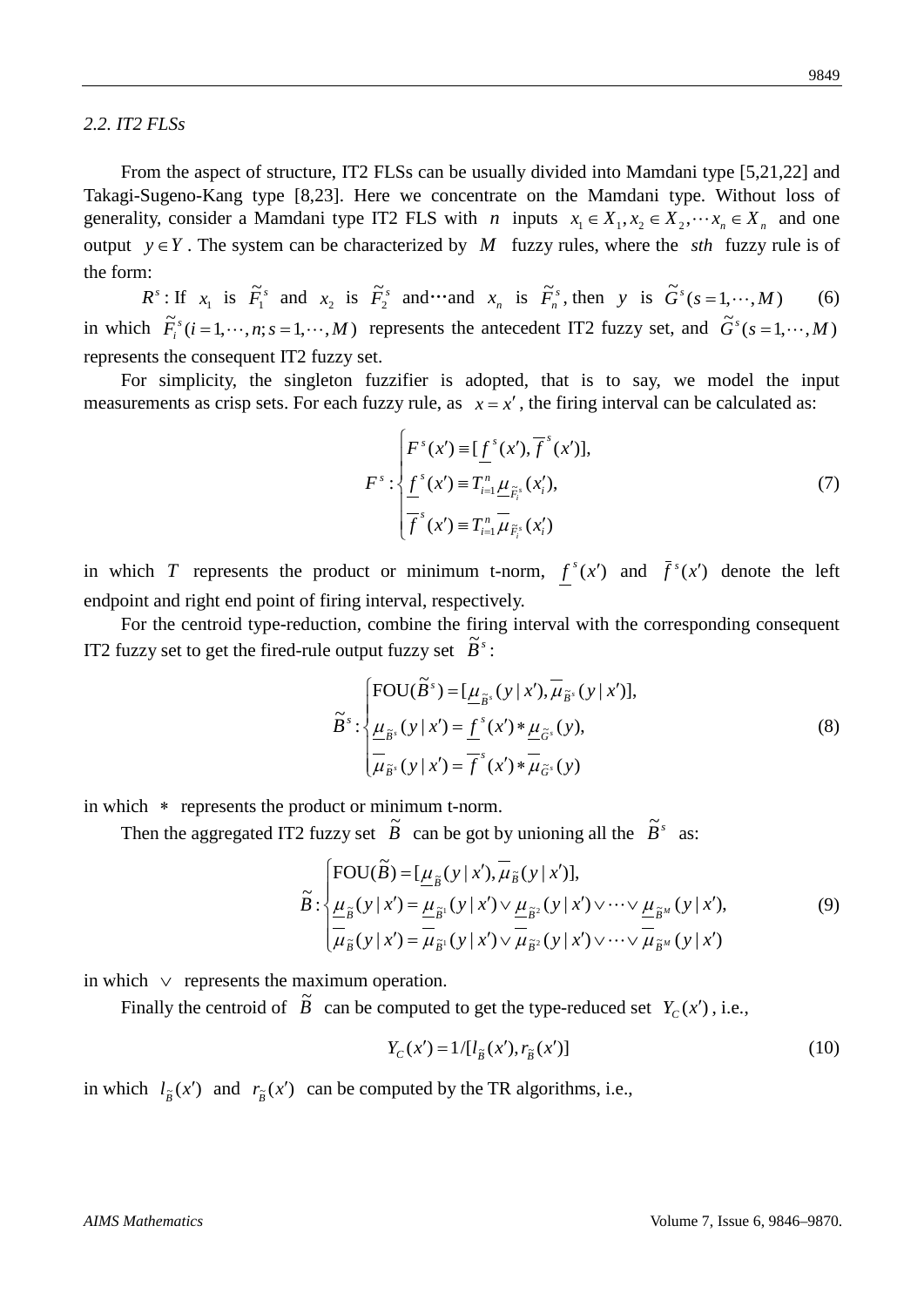### 2.2. IT2 FLSs

From the aspect of structure, IT2 FLSs can be usually divided into Mamdani type [5,21,22] and Takagi-Sugeno-Kang type [8,23]. Here we concentrate on the Mamdani type. Without loss of generality, consider a Mamdani type IT2 FLS with $n$ inputs $x_1 \in X_1, x_2 \in X_2, \cdots x_n \in X_n$ and one output $y \in Y$. The system can be characterized by $M$ fuzzy rules, where the $sth$ fuzzy rule is of the form:

$$R^s: \text{If } x_1 \text{ is } \tilde{F}_1^s \text{ and } x_2 \text{ is } \tilde{F}_2^s \text{ and} \cdots \text{and } x_n \text{ is } \tilde{F}_n^s, \text{then } y \text{ is } \tilde{G}^s (s = 1, \cdots, M) \tag{6}$$

in which $\tilde{F}_i^s (i = 1, \cdots, n; s = 1, \cdots, M)$ represents the antecedent IT2 fuzzy set, and $\tilde{G}^s (s = 1, \cdots, M)$ represents the consequent IT2 fuzzy set.

For simplicity, the singleton fuzzifier is adopted, that is to say, we model the input measurements as crisp sets. For each fuzzy rule, as $x = x'$, the firing interval can be calculated as:

$$F^s: \begin{cases} F^s(x') \equiv [\underline{f}^s(x'), \overline{f}^s(x')], \\ \underline{f}^s(x') \equiv T_{i=1}^n \underline{\mu}_{\tilde{F}_i^s}(x_i'), \\ \overline{f}^s(x') \equiv T_{i=1}^n \overline{\mu}_{\tilde{F}_i^s}(x_i') \end{cases} \tag{7}$$

in which $T$ represents the product or minimum t-norm, $\underline{f}^s(x')$ and $\bar{f}^s(x')$ denote the left endpoint and right end point of firing interval, respectively.

For the centroid type-reduction, combine the firing interval with the corresponding consequent IT2 fuzzy set to get the fired-rule output fuzzy set $\tilde{B}^s$:

$$\tilde{B}^s: \begin{cases} \text{FOU}(\tilde{B}^s) = [\underline{\mu}_{\tilde{B}^s}(y \mid x'), \overline{\mu}_{\tilde{B}^s}(y \mid x')], \\ \underline{\mu}_{\tilde{B}^s}(y \mid x') = \underline{f}^s(x') * \underline{\mu}_{\tilde{G}^s}(y), \\ \overline{\mu}_{\tilde{B}^s}(y \mid x') = \overline{f}^s(x') * \overline{\mu}_{\tilde{G}^s}(y) \end{cases} \tag{8}$$

in which $*$ represents the product or minimum t-norm.

Then the aggregated IT2 fuzzy set $\tilde{B}$ can be got by unioning all the $\tilde{B}^s$ as:

$$\tilde{B}: \begin{cases} \text{FOU}(\tilde{B}) = [\underline{\mu}_{\tilde{B}}(y \mid x'), \overline{\mu}_{\tilde{B}}(y \mid x')], \\ \underline{\mu}_{\tilde{B}}(y \mid x') = \underline{\mu}_{\tilde{B}^1}(y \mid x') \vee \underline{\mu}_{\tilde{B}^2}(y \mid x') \vee \cdots \vee \underline{\mu}_{\tilde{B}^M}(y \mid x'), \\ \overline{\mu}_{\tilde{B}}(y \mid x') = \overline{\mu}_{\tilde{B}^1}(y \mid x') \vee \overline{\mu}_{\tilde{B}^2}(y \mid x') \vee \cdots \vee \overline{\mu}_{\tilde{B}^M}(y \mid x') \end{cases} \tag{9}$$

in which $\vee$ represents the maximum operation.

Finally the centroid of $\tilde{B}$ can be computed to get the type-reduced set $Y_C(x')$, i.e.,

$$Y_C(x') = 1/[l_{\tilde{B}}(x'), r_{\tilde{B}}(x')] \tag{10}$$

in which $l_{\tilde{B}}(x')$ and $r_{\tilde{B}}(x')$ can be computed by the TR algorithms, i.e.,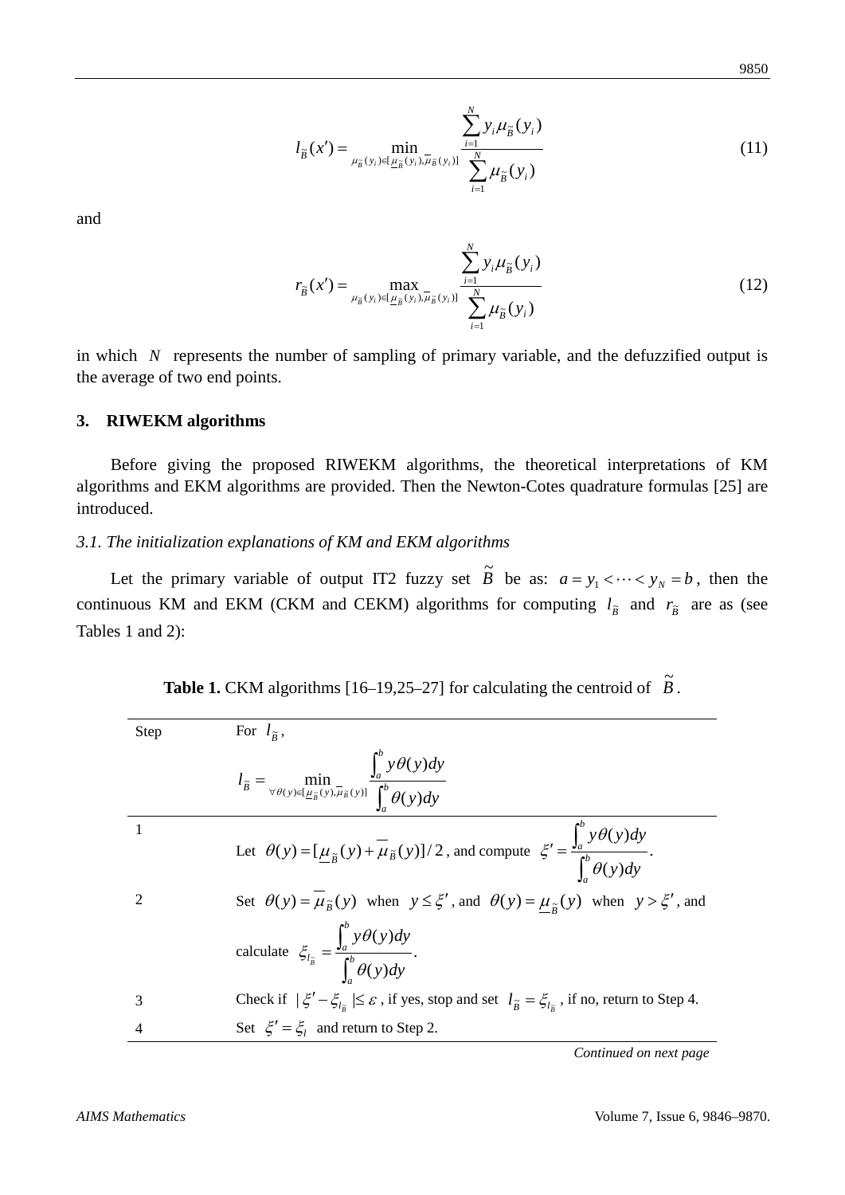$$l_{\tilde{B}}(x') = \min_{\mu_{\tilde{B}}(y_i)\in[\underline{\mu}_{\tilde{B}}(y_i),\overline{\mu}_{\tilde{B}}(y_i)]} \frac{\sum_{i=1}^{N} y_i \mu_{\tilde{B}}(y_i)}{\sum_{i=1}^{N} \mu_{\tilde{B}}(y_i)} \tag{11}$$

and

$$r_{\tilde{B}}(x') = \max_{\mu_{\tilde{B}}(y_i)\in[\underline{\mu}_{\tilde{B}}(y_i),\overline{\mu}_{\tilde{B}}(y_i)]} \frac{\sum_{i=1}^{N} y_i \mu_{\tilde{B}}(y_i)}{\sum_{i=1}^{N} \mu_{\tilde{B}}(y_i)} \tag{12}$$

in which $N$ represents the number of sampling of primary variable, and the defuzzified output is the average of two end points.

## 3. RIWEKM algorithms

Before giving the proposed RIWEKM algorithms, the theoretical interpretations of KM algorithms and EKM algorithms are provided. Then the Newton-Cotes quadrature formulas [25] are introduced.

### *3.1. The initialization explanations of KM and EKM algorithms*

Let the primary variable of output IT2 fuzzy set $\tilde{B}$ be as: $a = y_1 < \cdots < y_N = b$, then the continuous KM and EKM (CKM and CEKM) algorithms for computing $l_{\tilde{B}}$ and $r_{\tilde{B}}$ are as (see Tables 1 and 2):

**Table 1.** CKM algorithms [16–19,25–27] for calculating the centroid of $\tilde{B}$.

| Step | For $l_{\tilde{B}}$, $l_{\tilde{B}} = \min_{\forall\theta(y)\in[\underline{\mu}_{\tilde{B}}(y),\overline{\mu}_{\tilde{B}}(y)]} \frac{\int_a^b y\theta(y)dy}{\int_a^b \theta(y)dy}$ |
|---|---|
| 1 | Let $\theta(y) = [\underline{\mu}_{\tilde{B}}(y) + \overline{\mu}_{\tilde{B}}(y)]/2$, and compute $\xi' = \frac{\int_a^b y\theta(y)dy}{\int_a^b \theta(y)dy}$. |
| 2 | Set $\theta(y) = \overline{\mu}_{\tilde{B}}(y)$ when $y \le \xi'$, and $\theta(y) = \underline{\mu}_{\tilde{B}}(y)$ when $y > \xi'$, and calculate $\xi_{l_{\tilde{B}}} = \frac{\int_a^b y\theta(y)dy}{\int_a^b \theta(y)dy}$. |
| 3 | Check if $\lvert \xi' - \xi_{l_{\tilde{B}}} \rvert \le \varepsilon$, if yes, stop and set $l_{\tilde{B}} = \xi_{l_{\tilde{B}}}$, if no, return to Step 4. |
| 4 | Set $\xi' = \xi_l$ and return to Step 2. |

*Continued on next page*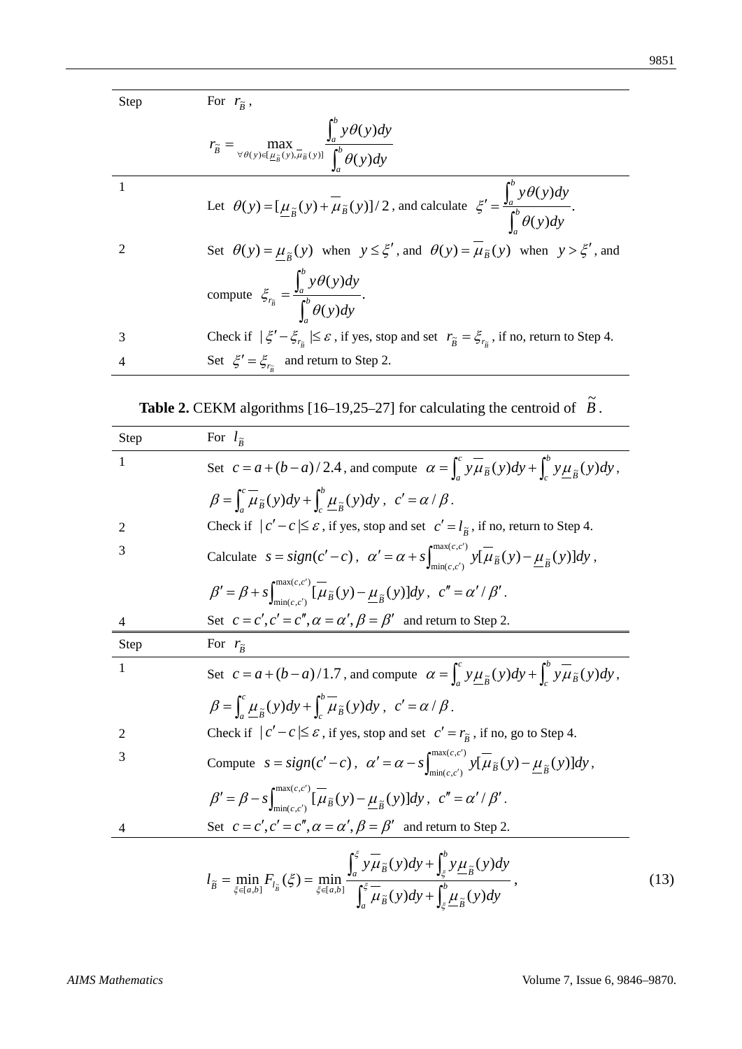| Step | For $r_{\tilde{B}}$, $r_{\tilde{B}} = \max_{\forall \theta(y) \in [\underline{\mu}_{\tilde{B}}(y), \overline{\mu}_{\tilde{B}}(y)]} \dfrac{\int_a^b y\theta(y)dy}{\int_a^b \theta(y)dy}$ |
|---|---|
| 1 | Let $\theta(y) = [\underline{\mu}_{\tilde{B}}(y) + \overline{\mu}_{\tilde{B}}(y)]/2$, and calculate $\xi' = \dfrac{\int_a^b y\theta(y)dy}{\int_a^b \theta(y)dy}$. |
| 2 | Set $\theta(y) = \underline{\mu}_{\tilde{B}}(y)$ when $y \le \xi'$, and $\theta(y) = \overline{\mu}_{\tilde{B}}(y)$ when $y > \xi'$, and compute $\xi_{r_{\tilde{B}}} = \dfrac{\int_a^b y\theta(y)dy}{\int_a^b \theta(y)dy}$. |
| 3 | Check if $\lvert \xi' - \xi_{r_{\tilde{B}}} \rvert \le \varepsilon$, if yes, stop and set $r_{\tilde{B}} = \xi_{r_{\tilde{B}}}$, if no, return to Step 4. |
| 4 | Set $\xi' = \xi_{r_{\tilde{B}}}$ and return to Step 2. |

**Table 2.** CEKM algorithms [16–19,25–27] for calculating the centroid of $\tilde{B}$.

| Step | For $l_{\tilde{B}}$ |
|---|---|
| 1 | Set $c = a + (b-a)/2.4$, and compute $\alpha = \int_a^c y\overline{\mu}_{\tilde{B}}(y)dy + \int_c^b y\underline{\mu}_{\tilde{B}}(y)dy$, $\beta = \int_a^c \overline{\mu}_{\tilde{B}}(y)dy + \int_c^b \underline{\mu}_{\tilde{B}}(y)dy$, $c' = \alpha / \beta$. |
| 2 | Check if $\lvert c' - c \rvert \le \varepsilon$, if yes, stop and set $c' = l_{\tilde{B}}$, if no, return to Step 4. |
| 3 | Calculate $s = sign(c' - c)$, $\alpha' = \alpha + s\int_{\min(c,c')}^{\max(c,c')} y[\overline{\mu}_{\tilde{B}}(y) - \underline{\mu}_{\tilde{B}}(y)]dy$, $\beta' = \beta + s\int_{\min(c,c')}^{\max(c,c')} [\overline{\mu}_{\tilde{B}}(y) - \underline{\mu}_{\tilde{B}}(y)]dy$, $c'' = \alpha' / \beta'$. |
| 4 | Set $c = c', c' = c'', \alpha = \alpha', \beta = \beta'$ and return to Step 2. |
| **Step** | **For $r_{\tilde{B}}$** |
| 1 | Set $c = a + (b-a)/1.7$, and compute $\alpha = \int_a^c y\underline{\mu}_{\tilde{B}}(y)dy + \int_c^b y\overline{\mu}_{\tilde{B}}(y)dy$, $\beta = \int_a^c \underline{\mu}_{\tilde{B}}(y)dy + \int_c^b \overline{\mu}_{\tilde{B}}(y)dy$, $c' = \alpha / \beta$. |
| 2 | Check if $\lvert c' - c \rvert \le \varepsilon$, if yes, stop and set $c' = r_{\tilde{B}}$, if no, go to Step 4. |
| 3 | Compute $s = sign(c' - c)$, $\alpha' = \alpha - s\int_{\min(c,c')}^{\max(c,c')} y[\overline{\mu}_{\tilde{B}}(y) - \underline{\mu}_{\tilde{B}}(y)]dy$, $\beta' = \beta - s\int_{\min(c,c')}^{\max(c,c')} [\overline{\mu}_{\tilde{B}}(y) - \underline{\mu}_{\tilde{B}}(y)]dy$, $c'' = \alpha' / \beta'$. |
| 4 | Set $c = c', c' = c'', \alpha = \alpha', \beta = \beta'$ and return to Step 2. |

$$l_{\tilde{B}} = \min_{\xi \in [a,b]} F_{l_{\tilde{B}}}(\xi) = \min_{\xi \in [a,b]} \frac{\int_a^{\xi} y\overline{\mu}_{\tilde{B}}(y)dy + \int_{\xi}^{b} y\underline{\mu}_{\tilde{B}}(y)dy}{\int_a^{\xi} \overline{\mu}_{\tilde{B}}(y)dy + \int_{\xi}^{b} \underline{\mu}_{\tilde{B}}(y)dy}, \tag{13}$$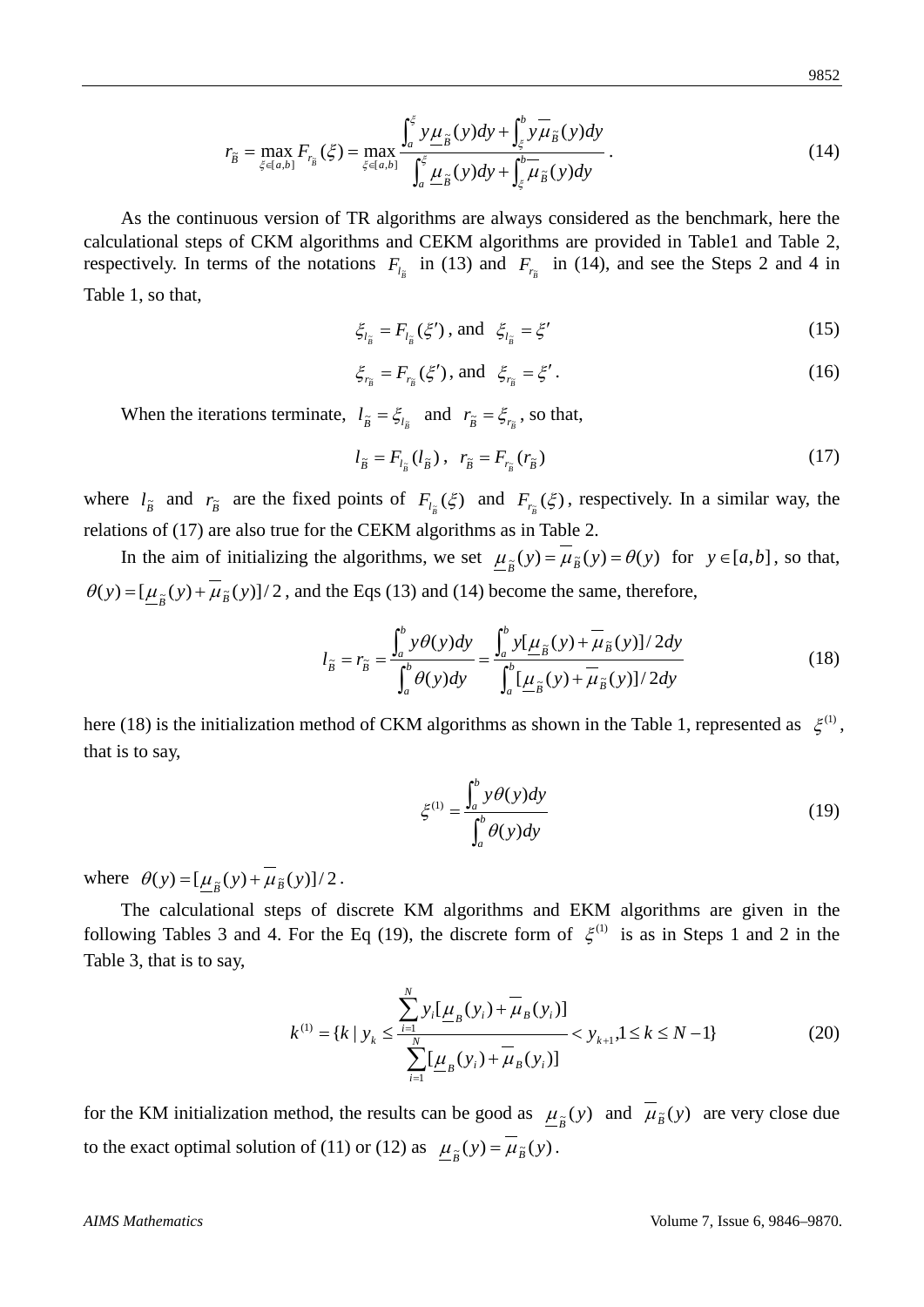$$r_{\tilde{B}} = \max_{\xi \in [a,b]} F_{r_{\tilde{B}}}(\xi) = \max_{\xi \in [a,b]} \frac{\int_a^{\xi} y \underline{\mu}_{\tilde{B}}(y) dy + \int_{\xi}^{b} y \overline{\mu}_{\tilde{B}}(y) dy}{\int_a^{\xi} \underline{\mu}_{\tilde{B}}(y) dy + \int_{\xi}^{b} \overline{\mu}_{\tilde{B}}(y) dy}. \tag{14}$$

As the continuous version of TR algorithms are always considered as the benchmark, here the calculational steps of CKM algorithms and CEKM algorithms are provided in Table1 and Table 2, respectively. In terms of the notations $F_{l_{\tilde{B}}}$ in (13) and $F_{r_{\tilde{B}}}$ in (14), and see the Steps 2 and 4 in Table 1, so that,

$$\xi_{l_{\tilde{B}}} = F_{l_{\tilde{B}}}(\xi'), \text{ and } \xi_{l_{\tilde{B}}} = \xi' \tag{15}$$

$$\xi_{r_{\tilde{B}}} = F_{r_{\tilde{B}}}(\xi'), \text{ and } \xi_{r_{\tilde{B}}} = \xi'. \tag{16}$$

When the iterations terminate, $l_{\tilde{B}} = \xi_{l_{\tilde{B}}}$ and $r_{\tilde{B}} = \xi_{r_{\tilde{B}}}$, so that,

$$l_{\tilde{B}} = F_{l_{\tilde{B}}}(l_{\tilde{B}}), \quad r_{\tilde{B}} = F_{r_{\tilde{B}}}(r_{\tilde{B}}) \tag{17}$$

where $l_{\tilde{B}}$ and $r_{\tilde{B}}$ are the fixed points of $F_{l_{\tilde{B}}}(\xi)$ and $F_{r_{\tilde{B}}}(\xi)$, respectively. In a similar way, the relations of (17) are also true for the CEKM algorithms as in Table 2.

In the aim of initializing the algorithms, we set $\underline{\mu}_{\tilde{B}}(y) = \overline{\mu}_{\tilde{B}}(y) = \theta(y)$ for $y \in [a,b]$, so that, $\theta(y) = [\underline{\mu}_{\tilde{B}}(y) + \overline{\mu}_{\tilde{B}}(y)]/2$, and the Eqs (13) and (14) become the same, therefore,

$$l_{\tilde{B}} = r_{\tilde{B}} = \frac{\int_a^b y\theta(y) dy}{\int_a^b \theta(y) dy} = \frac{\int_a^b y[\underline{\mu}_{\tilde{B}}(y) + \overline{\mu}_{\tilde{B}}(y)]/2 dy}{\int_a^b [\underline{\mu}_{\tilde{B}}(y) + \overline{\mu}_{\tilde{B}}(y)]/2 dy} \tag{18}$$

here (18) is the initialization method of CKM algorithms as shown in the Table 1, represented as $\xi^{(1)}$, that is to say,

$$\xi^{(1)} = \frac{\int_a^b y\theta(y) dy}{\int_a^b \theta(y) dy} \tag{19}$$

where $\theta(y) = [\underline{\mu}_{\tilde{B}}(y) + \overline{\mu}_{\tilde{B}}(y)]/2$.

The calculational steps of discrete KM algorithms and EKM algorithms are given in the following Tables 3 and 4. For the Eq (19), the discrete form of $\xi^{(1)}$ is as in Steps 1 and 2 in the Table 3, that is to say,

$$k^{(1)} = \{k \mid y_k \le \frac{\sum_{i=1}^{N} y_i [\underline{\mu}_B(y_i) + \overline{\mu}_B(y_i)]}{\sum_{i=1}^{N} [\underline{\mu}_B(y_i) + \overline{\mu}_B(y_i)]} < y_{k+1}, 1 \le k \le N-1\} \tag{20}$$

for the KM initialization method, the results can be good as $\underline{\mu}_{\tilde{B}}(y)$ and $\overline{\mu}_{\tilde{B}}(y)$ are very close due to the exact optimal solution of (11) or (12) as $\underline{\mu}_{\tilde{B}}(y) = \overline{\mu}_{\tilde{B}}(y)$.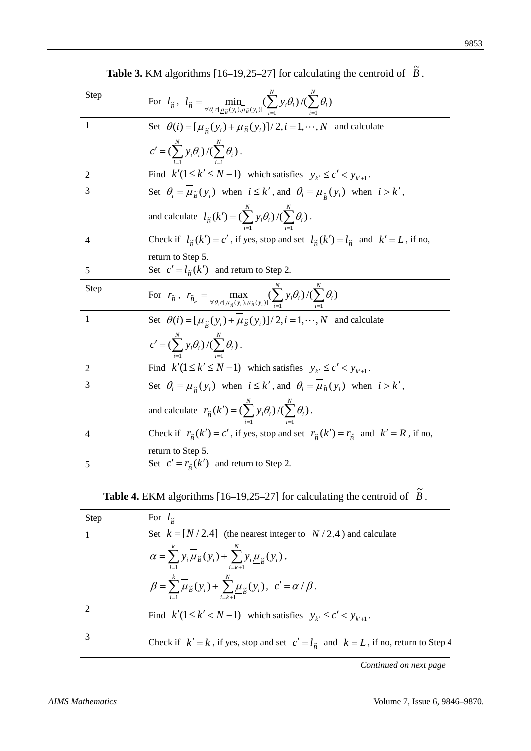**Table 3.** KM algorithms [16–19,25–27] for calculating the centroid of $\tilde{B}$.

| Step | For $l_{\tilde{B}}$, $l_{\tilde{B}} = \min_{\forall \theta_i \in [\underline{\mu}_{\tilde{B}}(y_i), \overline{\mu}_{\tilde{B}}(y_i)]} (\sum_{i=1}^{N} y_i \theta_i)/(\sum_{i=1}^{N} \theta_i)$ |
|---|---|
| 1 | Set $\theta(i) = [\underline{\mu}_{\tilde{B}}(y_i) + \overline{\mu}_{\tilde{B}}(y_i)]/2, i = 1, \cdots, N$ and calculate $c' = (\sum_{i=1}^{N} y_i \theta_i)/(\sum_{i=1}^{N} \theta_i)$. |
| 2 | Find $k'(1 \le k' \le N-1)$ which satisfies $y_{k'} \le c' < y_{k'+1}$. |
| 3 | Set $\theta_i = \overline{\mu}_{\tilde{B}}(y_i)$ when $i \le k'$, and $\theta_i = \underline{\mu}_{\tilde{B}}(y_i)$ when $i > k'$, and calculate $l_{\tilde{B}}(k') = (\sum_{i=1}^{N} y_i \theta_i)/(\sum_{i=1}^{N} \theta_i)$. |
| 4 | Check if $l_{\tilde{B}}(k') = c'$, if yes, stop and set $l_{\tilde{B}}(k') = l_{\tilde{B}}$ and $k' = L$, if no, return to Step 5. |
| 5 | Set $c' = l_{\tilde{B}}(k')$ and return to Step 2. |
| Step | For $r_{\tilde{B}}$, $r_{\tilde{B}_\alpha} = \max_{\forall \theta_i \in [\underline{\mu}_{\tilde{B}}(y_i), \overline{\mu}_{\tilde{B}}(y_i)]} (\sum_{i=1}^{N} y_i \theta_i)/(\sum_{i=1}^{N} \theta_i)$ |
| 1 | Set $\theta(i) = [\underline{\mu}_{\tilde{B}}(y_i) + \overline{\mu}_{\tilde{B}}(y_i)]/2, i = 1, \cdots, N$ and calculate $c' = (\sum_{i=1}^{N} y_i \theta_i)/(\sum_{i=1}^{N} \theta_i)$. |
| 2 | Find $k'(1 \le k' \le N-1)$ which satisfies $y_{k'} \le c' < y_{k'+1}$. |
| 3 | Set $\theta_i = \underline{\mu}_{\tilde{B}}(y_i)$ when $i \le k'$, and $\theta_i = \overline{\mu}_{\tilde{B}}(y_i)$ when $i > k'$, and calculate $r_{\tilde{B}}(k') = (\sum_{i=1}^{N} y_i \theta_i)/(\sum_{i=1}^{N} \theta_i)$. |
| 4 | Check if $r_{\tilde{B}}(k') = c'$, if yes, stop and set $r_{\tilde{B}}(k') = r_{\tilde{B}}$ and $k' = R$, if no, return to Step 5. |
| 5 | Set $c' = r_{\tilde{B}}(k')$ and return to Step 2. |

**Table 4.** EKM algorithms [16–19,25–27] for calculating the centroid of $\tilde{B}$.

| Step | For $l_{\tilde{B}}$ |
|---|---|
| 1 | Set $k = [N/2.4]$ (the nearest integer to $N/2.4$) and calculate $\alpha = \sum_{i=1}^{k} y_i \overline{\mu}_{\tilde{B}}(y_i) + \sum_{i=k+1}^{N} y_i \underline{\mu}_{\tilde{B}}(y_i)$, $\beta = \sum_{i=1}^{k} \overline{\mu}_{\tilde{B}}(y_i) + \sum_{i=k+1}^{N} \underline{\mu}_{\tilde{B}}(y_i)$, $c' = \alpha/\beta$. |
| 2 | Find $k'(1 \le k' < N-1)$ which satisfies $y_{k'} \le c' < y_{k'+1}$. |
| 3 | Check if $k' = k$, if yes, stop and set $c' = l_{\tilde{B}}$ and $k = L$, if no, return to Step 4 |

*Continued on next page*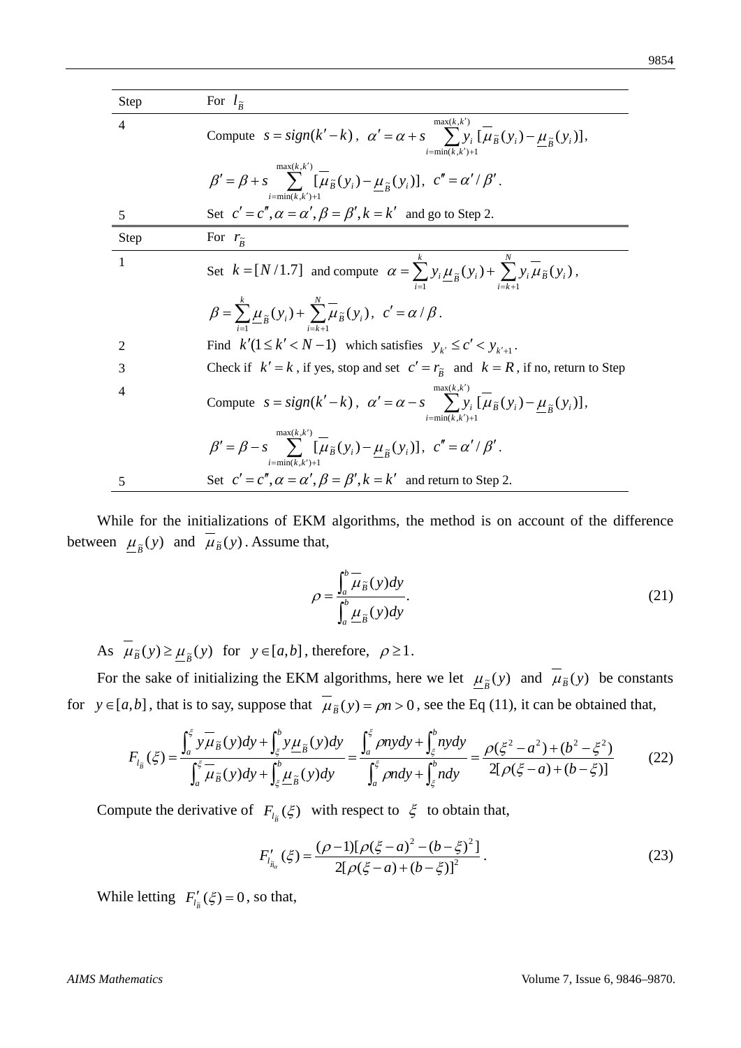| Step | For $l_{\tilde{B}}$ |
|---|---|
| 4 | Compute $s = sign(k'-k)$, $\alpha' = \alpha + s\sum_{i=\min(k,k')+1}^{\max(k,k')} y_i[\overline{\mu}_{\tilde{B}}(y_i) - \underline{\mu}_{\tilde{B}}(y_i)]$, $\beta' = \beta + s\sum_{i=\min(k,k')+1}^{\max(k,k')}[\overline{\mu}_{\tilde{B}}(y_i) - \underline{\mu}_{\tilde{B}}(y_i)]$, $c'' = \alpha'/\beta'$. |
| 5 | Set $c' = c'', \alpha = \alpha', \beta = \beta', k = k'$ and go to Step 2. |

| Step | For $r_{\tilde{B}}$ |
|---|---|
| 1 | Set $k = [N/1.7]$ and compute $\alpha = \sum_{i=1}^{k} y_i \underline{\mu}_{\tilde{B}}(y_i) + \sum_{i=k+1}^{N} y_i \overline{\mu}_{\tilde{B}}(y_i)$, $\beta = \sum_{i=1}^{k} \underline{\mu}_{\tilde{B}}(y_i) + \sum_{i=k+1}^{N} \overline{\mu}_{\tilde{B}}(y_i)$, $c' = \alpha/\beta$. |
| 2 | Find $k'(1 \le k' < N-1)$ which satisfies $y_{k'} \le c' < y_{k'+1}$. |
| 3 | Check if $k' = k$, if yes, stop and set $c' = r_{\tilde{B}}$ and $k = R$, if no, return to Step |
| 4 | Compute $s = sign(k'-k)$, $\alpha' = \alpha - s\sum_{i=\min(k,k')+1}^{\max(k,k')} y_i[\overline{\mu}_{\tilde{B}}(y_i) - \underline{\mu}_{\tilde{B}}(y_i)]$, $\beta' = \beta - s\sum_{i=\min(k,k')+1}^{\max(k,k')}[\overline{\mu}_{\tilde{B}}(y_i) - \underline{\mu}_{\tilde{B}}(y_i)]$, $c'' = \alpha'/\beta'$. |
| 5 | Set $c' = c'', \alpha = \alpha', \beta = \beta', k = k'$ and return to Step 2. |

While for the initializations of EKM algorithms, the method is on account of the difference between $\underline{\mu}_{\tilde{B}}(y)$ and $\overline{\mu}_{\tilde{B}}(y)$. Assume that,

$$\rho = \frac{\int_a^b \overline{\mu}_{\tilde{B}}(y)dy}{\int_a^b \underline{\mu}_{\tilde{B}}(y)dy}. \tag{21}$$

As $\overline{\mu}_{\tilde{B}}(y) \ge \underline{\mu}_{\tilde{B}}(y)$ for $y \in [a,b]$, therefore, $\rho \ge 1$.

For the sake of initializing the EKM algorithms, here we let $\underline{\mu}_{\tilde{B}}(y)$ and $\overline{\mu}_{\tilde{B}}(y)$ be constants for $y \in [a,b]$, that is to say, suppose that $\overline{\mu}_{\tilde{B}}(y) = \rho n > 0$, see the Eq (11), it can be obtained that,

$$F_{l_{\tilde{B}}}(\xi) = \frac{\int_a^{\xi} y\overline{\mu}_{\tilde{B}}(y)dy + \int_{\xi}^{b} y\underline{\mu}_{\tilde{B}}(y)dy}{\int_a^{\xi} \overline{\mu}_{\tilde{B}}(y)dy + \int_{\xi}^{b} \underline{\mu}_{\tilde{B}}(y)dy} = \frac{\int_a^{\xi} \rho nydy + \int_{\xi}^{b} nydy}{\int_a^{\xi} \rho ndy + \int_{\xi}^{b} ndy} = \frac{\rho(\xi^2 - a^2) + (b^2 - \xi^2)}{2[\rho(\xi - a) + (b - \xi)]} \tag{22}$$

Compute the derivative of $F_{l_{\tilde{B}}}(\xi)$ with respect to $\xi$ to obtain that,

$$F'_{l_{\tilde{B}_\alpha}}(\xi) = \frac{(\rho - 1)[\rho(\xi - a)^2 - (b - \xi)^2]}{2[\rho(\xi - a) + (b - \xi)]^2}. \tag{23}$$

While letting $F'_{l_{\tilde{B}}}(\xi) = 0$, so that,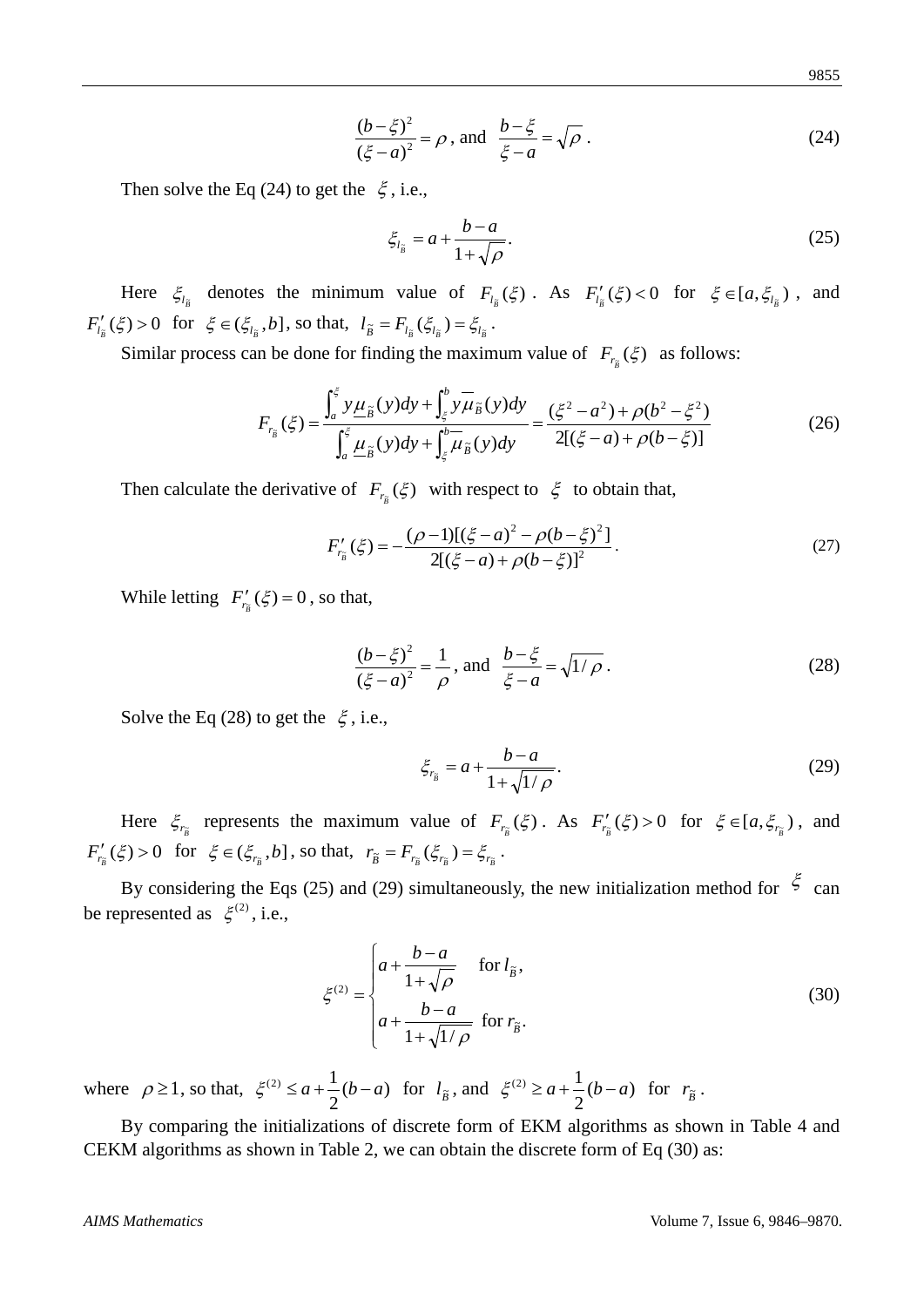$$\frac{(b-\xi)^2}{(\xi-a)^2}=\rho \text{, and } \frac{b-\xi}{\xi-a}=\sqrt{\rho}\,. \tag{24}$$

Then solve the Eq (24) to get the $\xi$, i.e.,

$$\xi_{l_{\tilde{B}}}=a+\frac{b-a}{1+\sqrt{\rho}}. \tag{25}$$

Here $\xi_{l_{\tilde{B}}}$ denotes the minimum value of $F_{l_{\tilde{B}}}(\xi)$. As $F'_{l_{\tilde{B}}}(\xi)<0$ for $\xi\in[a,\xi_{l_{\tilde{B}}})$, and $F'_{l_{\tilde{B}}}(\xi)>0$ for $\xi\in(\xi_{l_{\tilde{B}}},b]$, so that, $l_{\tilde{B}}=F_{l_{\tilde{B}}}(\xi_{l_{\tilde{B}}})=\xi_{l_{\tilde{B}}}$.

Similar process can be done for finding the maximum value of $F_{r_{\tilde{B}}}(\xi)$ as follows:

$$F_{r_{\tilde{B}}}(\xi)=\frac{\int_a^{\xi} y\underline{\mu}_{\tilde{B}}(y)dy+\int_{\xi}^{b} y\overline{\mu}_{\tilde{B}}(y)dy}{\int_a^{\xi}\underline{\mu}_{\tilde{B}}(y)dy+\int_{\xi}^{b}\overline{\mu}_{\tilde{B}}(y)dy}=\frac{(\xi^2-a^2)+\rho(b^2-\xi^2)}{2[(\xi-a)+\rho(b-\xi)]} \tag{26}$$

Then calculate the derivative of $F_{r_{\tilde{B}}}(\xi)$ with respect to $\xi$ to obtain that,

$$F'_{r_{\tilde{B}}}(\xi)=-\frac{(\rho-1)[(\xi-a)^2-\rho(b-\xi)^2]}{2[(\xi-a)+\rho(b-\xi)]^2}. \tag{27}$$

While letting $F'_{r_{\tilde{B}}}(\xi)=0$, so that,

$$\frac{(b-\xi)^2}{(\xi-a)^2}=\frac{1}{\rho}\text{, and } \frac{b-\xi}{\xi-a}=\sqrt{1/\rho}\,. \tag{28}$$

Solve the Eq (28) to get the $\xi$, i.e.,

$$\xi_{r_{\tilde{B}}}=a+\frac{b-a}{1+\sqrt{1/\rho}}. \tag{29}$$

Here $\xi_{r_{\tilde{B}}}$ represents the maximum value of $F_{r_{\tilde{B}}}(\xi)$. As $F'_{r_{\tilde{B}}}(\xi)>0$ for $\xi\in[a,\xi_{r_{\tilde{B}}})$, and $F'_{r_{\tilde{B}}}(\xi)>0$ for $\xi\in(\xi_{r_{\tilde{B}}},b]$, so that, $r_{\tilde{B}}=F_{r_{\tilde{B}}}(\xi_{r_{\tilde{B}}})=\xi_{r_{\tilde{B}}}$.

By considering the Eqs (25) and (29) simultaneously, the new initialization method for $\xi$ can be represented as $\xi^{(2)}$, i.e.,

$$\xi^{(2)}=\begin{cases} a+\dfrac{b-a}{1+\sqrt{\rho}} & \text{for } l_{\tilde{B}}, \\ a+\dfrac{b-a}{1+\sqrt{1/\rho}} & \text{for } r_{\tilde{B}}. \end{cases} \tag{30}$$

where $\rho\ge 1$, so that, $\xi^{(2)}\le a+\frac{1}{2}(b-a)$ for $l_{\tilde{B}}$, and $\xi^{(2)}\ge a+\frac{1}{2}(b-a)$ for $r_{\tilde{B}}$.

By comparing the initializations of discrete form of EKM algorithms as shown in Table 4 and CEKM algorithms as shown in Table 2, we can obtain the discrete form of Eq (30) as: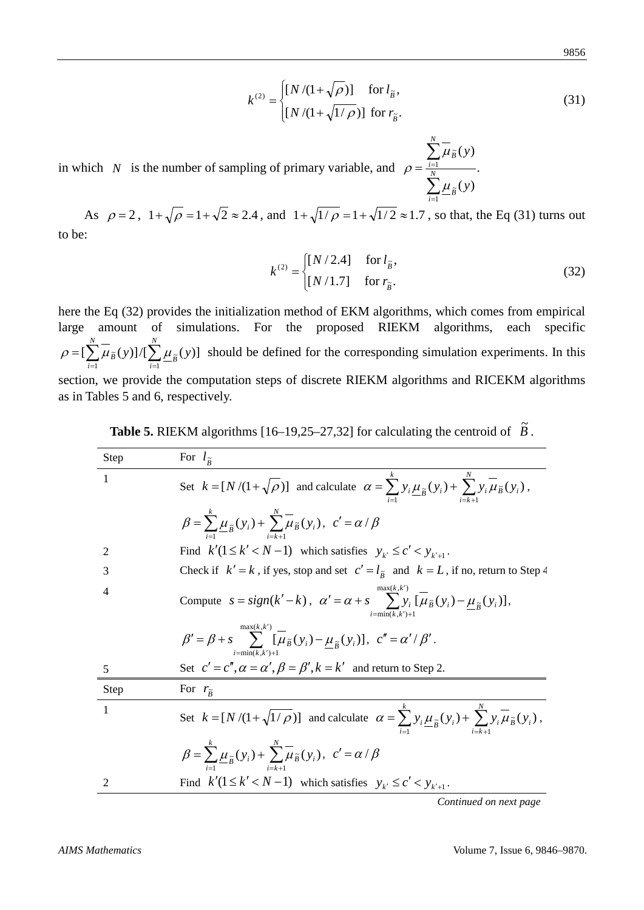$$k^{(2)} = \begin{cases} [N/(1+\sqrt{\rho})] & \text{for } l_{\tilde{B}}, \\ [N/(1+\sqrt{1/\rho})] & \text{for } r_{\tilde{B}}. \end{cases} \tag{31}$$

in which $N$ is the number of sampling of primary variable, and $\rho = \dfrac{\sum_{i=1}^{N} \overline{\mu}_{\tilde{B}}(y)}{\sum_{i=1}^{N} \underline{\mu}_{\tilde{B}}(y)}$.

As $\rho = 2$, $1+\sqrt{\rho} = 1+\sqrt{2} \approx 2.4$, and $1+\sqrt{1/\rho} = 1+\sqrt{1/2} \approx 1.7$, so that, the Eq (31) turns out to be:

$$k^{(2)} = \begin{cases} [N/2.4] & \text{for } l_{\tilde{B}}, \\ [N/1.7] & \text{for } r_{\tilde{B}}. \end{cases} \tag{32}$$

here the Eq (32) provides the initialization method of EKM algorithms, which comes from empirical large amount of simulations. For the proposed RIEKM algorithms, each specific $\rho = [\sum_{i=1}^{N} \overline{\mu}_{\tilde{B}}(y)]/[\sum_{i=1}^{N} \underline{\mu}_{\tilde{B}}(y)]$ should be defined for the corresponding simulation experiments. In this section, we provide the computation steps of discrete RIEKM algorithms and RICEKM algorithms as in Tables 5 and 6, respectively.

**Table 5.** RIEKM algorithms [16–19,25–27,32] for calculating the centroid of $\tilde{B}$.

| Step | For $l_{\tilde{B}}$ |
|---|---|
| 1 | Set $k = [N/(1+\sqrt{\rho})]$ and calculate $\alpha = \sum_{i=1}^{k} y_i \underline{\mu}_{\tilde{B}}(y_i) + \sum_{i=k+1}^{N} y_i \overline{\mu}_{\tilde{B}}(y_i)$, $\beta = \sum_{i=1}^{k} \underline{\mu}_{\tilde{B}}(y_i) + \sum_{i=k+1}^{N} \overline{\mu}_{\tilde{B}}(y_i)$, $c' = \alpha/\beta$ |
| 2 | Find $k'(1 \le k' < N-1)$ which satisfies $y_{k'} \le c' < y_{k'+1}$. |
| 3 | Check if $k' = k$, if yes, stop and set $c' = l_{\tilde{B}}$ and $k = L$, if no, return to Step 4 |
| 4 | Compute $s = sign(k'-k)$, $\alpha' = \alpha + s \sum_{i=\min(k,k')+1}^{\max(k,k')} y_i [\overline{\mu}_{\tilde{B}}(y_i) - \underline{\mu}_{\tilde{B}}(y_i)]$, $\beta' = \beta + s \sum_{i=\min(k,k')+1}^{\max(k,k')} [\overline{\mu}_{\tilde{B}}(y_i) - \underline{\mu}_{\tilde{B}}(y_i)]$, $c'' = \alpha'/\beta'$. |
| 5 | Set $c' = c'', \alpha = \alpha', \beta = \beta', k = k'$ and return to Step 2. |
| **Step** | **For $r_{\tilde{B}}$** |
| 1 | Set $k = [N/(1+\sqrt{1/\rho})]$ and calculate $\alpha = \sum_{i=1}^{k} y_i \underline{\mu}_{\tilde{B}}(y_i) + \sum_{i=k+1}^{N} y_i \overline{\mu}_{\tilde{B}}(y_i)$, $\beta = \sum_{i=1}^{k} \underline{\mu}_{\tilde{B}}(y_i) + \sum_{i=k+1}^{N} \overline{\mu}_{\tilde{B}}(y_i)$, $c' = \alpha/\beta$ |
| 2 | Find $k'(1 \le k' < N-1)$ which satisfies $y_{k'} \le c' < y_{k'+1}$. |

*Continued on next page*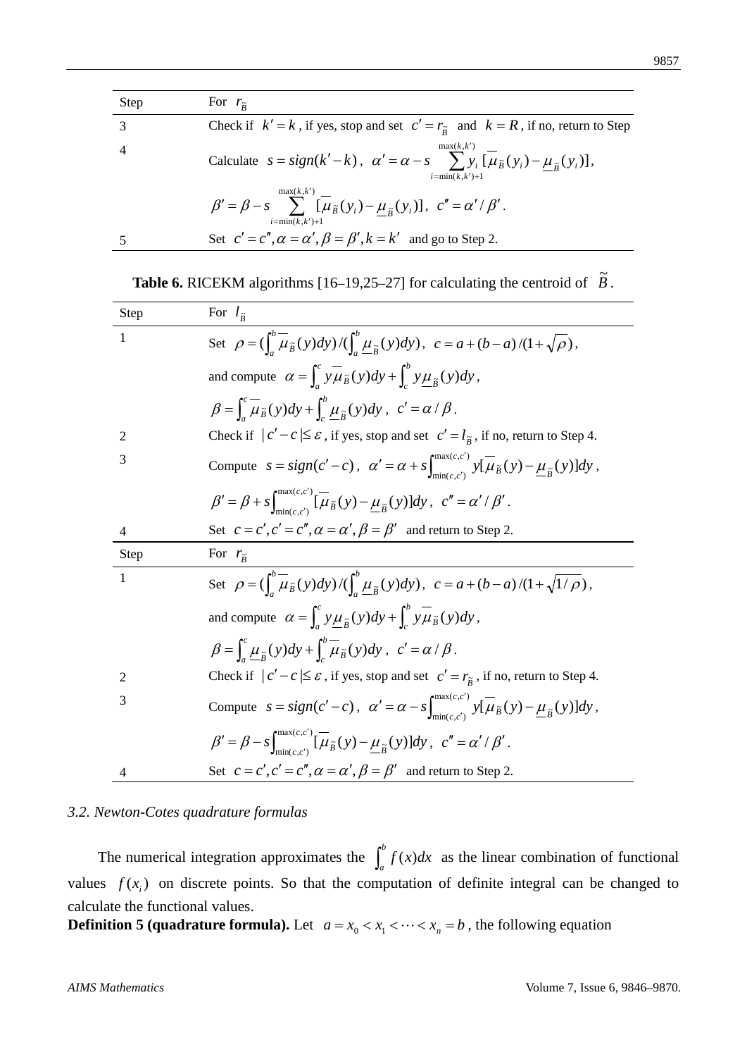| Step | For $r_{\tilde{B}}$ |
|---|---|
| 3 | Check if $k' = k$, if yes, stop and set $c' = r_{\tilde{B}}$ and $k = R$, if no, return to Step |
| 4 | Calculate $s = sign(k'-k)$, $\alpha' = \alpha - s\sum_{i=\min(k,k')+1}^{\max(k,k')} y_i [\overline{\mu}_{\tilde{B}}(y_i) - \underline{\mu}_{\tilde{B}}(y_i)]$, |
| | $\beta' = \beta - s\sum_{i=\min(k,k')+1}^{\max(k,k')} [\overline{\mu}_{\tilde{B}}(y_i) - \underline{\mu}_{\tilde{B}}(y_i)]$, $c'' = \alpha' / \beta'$. |
| 5 | Set $c' = c'', \alpha = \alpha', \beta = \beta', k = k'$ and go to Step 2. |

**Table 6.** RICEKM algorithms [16–19,25–27] for calculating the centroid of $\tilde{B}$.

| Step | For $l_{\tilde{B}}$ |
|---|---|
| 1 | Set $\rho = (\int_a^b \overline{\mu}_{\tilde{B}}(y)dy)/(\int_a^b \underline{\mu}_{\tilde{B}}(y)dy)$, $c = a + (b-a)/(1+\sqrt{\rho})$, |
| | and compute $\alpha = \int_a^c y\overline{\mu}_{\tilde{B}}(y)dy + \int_c^b y\underline{\mu}_{\tilde{B}}(y)dy$, |
| | $\beta = \int_a^c \overline{\mu}_{\tilde{B}}(y)dy + \int_c^b \underline{\mu}_{\tilde{B}}(y)dy$, $c' = \alpha / \beta$. |
| 2 | Check if $\lvert c' - c \rvert \le \varepsilon$, if yes, stop and set $c' = l_{\tilde{B}}$, if no, return to Step 4. |
| 3 | Compute $s = sign(c'-c)$, $\alpha' = \alpha + s\int_{\min(c,c')}^{\max(c,c')} y[\overline{\mu}_{\tilde{B}}(y) - \underline{\mu}_{\tilde{B}}(y)]dy$, |
| | $\beta' = \beta + s\int_{\min(c,c')}^{\max(c,c')} [\overline{\mu}_{\tilde{B}}(y) - \underline{\mu}_{\tilde{B}}(y)]dy$, $c'' = \alpha' / \beta'$. |
| 4 | Set $c = c', c' = c'', \alpha = \alpha', \beta = \beta'$ and return to Step 2. |
| **Step** | **For $r_{\tilde{B}}$** |
| 1 | Set $\rho = (\int_a^b \overline{\mu}_{\tilde{B}}(y)dy)/(\int_a^b \underline{\mu}_{\tilde{B}}(y)dy)$, $c = a + (b-a)/(1+\sqrt{1/\rho})$, |
| | and compute $\alpha = \int_a^c y\underline{\mu}_{\tilde{B}}(y)dy + \int_c^b y\overline{\mu}_{\tilde{B}}(y)dy$, |
| | $\beta = \int_a^c \underline{\mu}_{\tilde{B}}(y)dy + \int_c^b \overline{\mu}_{\tilde{B}}(y)dy$, $c' = \alpha / \beta$. |
| 2 | Check if $\lvert c' - c \rvert \le \varepsilon$, if yes, stop and set $c' = r_{\tilde{B}}$, if no, return to Step 4. |
| 3 | Compute $s = sign(c'-c)$, $\alpha' = \alpha - s\int_{\min(c,c')}^{\max(c,c')} y[\overline{\mu}_{\tilde{B}}(y) - \underline{\mu}_{\tilde{B}}(y)]dy$, |
| | $\beta' = \beta - s\int_{\min(c,c')}^{\max(c,c')} [\overline{\mu}_{\tilde{B}}(y) - \underline{\mu}_{\tilde{B}}(y)]dy$, $c'' = \alpha' / \beta'$. |
| 4 | Set $c = c', c' = c'', \alpha = \alpha', \beta = \beta'$ and return to Step 2. |

### *3.2. Newton-Cotes quadrature formulas*

The numerical integration approximates the $\int_a^b f(x)dx$ as the linear combination of functional values $f(x_i)$ on discrete points. So that the computation of definite integral can be changed to calculate the functional values.

**Definition 5 (quadrature formula).** Let $a = x_0 < x_1 < \cdots < x_n = b$, the following equation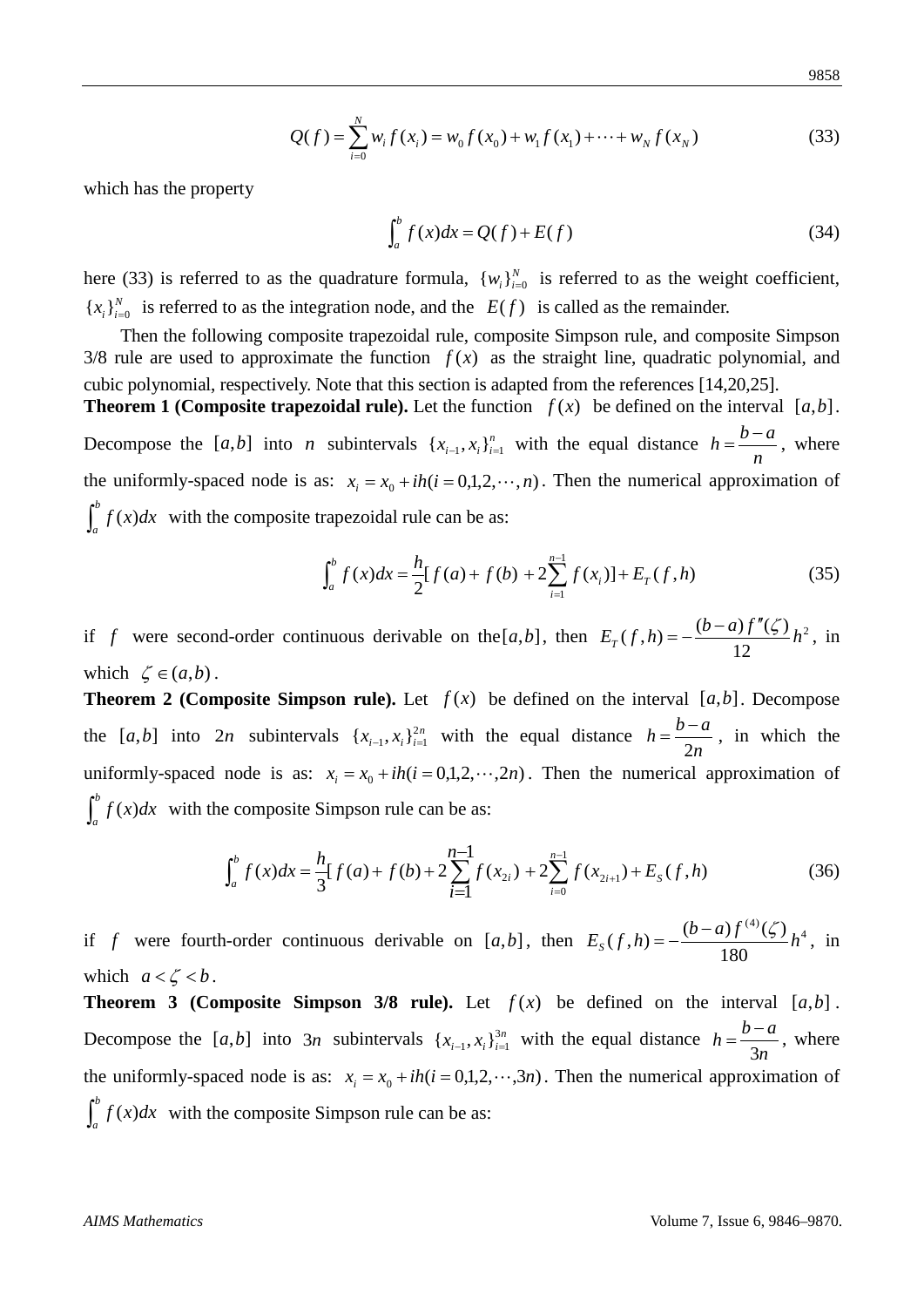$$Q(f)=\sum_{i=0}^{N} w_i f(x_i)=w_0 f(x_0)+w_1 f(x_1)+\cdots+w_N f(x_N) \tag{33}$$

which has the property

$$\int_a^b f(x)dx = Q(f)+E(f) \tag{34}$$

here (33) is referred to as the quadrature formula, $\{w_i\}_{i=0}^{N}$ is referred to as the weight coefficient, $\{x_i\}_{i=0}^{N}$ is referred to as the integration node, and the $E(f)$ is called as the remainder.

Then the following composite trapezoidal rule, composite Simpson rule, and composite Simpson 3/8 rule are used to approximate the function $f(x)$ as the straight line, quadratic polynomial, and cubic polynomial, respectively. Note that this section is adapted from the references [14,20,25].

**Theorem 1 (Composite trapezoidal rule).** Let the function $f(x)$ be defined on the interval $[a,b]$. Decompose the $[a,b]$ into $n$ subintervals $\{x_{i-1},x_i\}_{i=1}^{n}$ with the equal distance $h=\frac{b-a}{n}$, where the uniformly-spaced node is as: $x_i = x_0 + ih (i=0,1,2,\cdots,n)$. Then the numerical approximation of $\int_a^b f(x)dx$ with the composite trapezoidal rule can be as:

$$\int_a^b f(x)dx = \frac{h}{2}[f(a)+f(b)+2\sum_{i=1}^{n-1} f(x_i)] + E_T(f,h) \tag{35}$$

if $f$ were second-order continuous derivable on the $[a,b]$, then $E_T(f,h) = -\frac{(b-a)f''(\zeta)}{12}h^2$, in which $\zeta \in (a,b)$.

**Theorem 2 (Composite Simpson rule).** Let $f(x)$ be defined on the interval $[a,b]$. Decompose the $[a,b]$ into $2n$ subintervals $\{x_{i-1},x_i\}_{i=1}^{2n}$ with the equal distance $h=\frac{b-a}{2n}$, in which the uniformly-spaced node is as: $x_i = x_0 + ih (i=0,1,2,\cdots,2n)$. Then the numerical approximation of $\int_a^b f(x)dx$ with the composite Simpson rule can be as:

$$\int_a^b f(x)dx = \frac{h}{3}[f(a)+f(b)+2\sum_{i=1}^{n-1} f(x_{2i}) + 2\sum_{i=0}^{n-1} f(x_{2i+1}) + E_S(f,h) \tag{36}$$

if $f$ were fourth-order continuous derivable on $[a,b]$, then $E_S(f,h) = -\frac{(b-a)f^{(4)}(\zeta)}{180}h^4$, in which $a<\zeta<b$.

**Theorem 3 (Composite Simpson 3/8 rule).** Let $f(x)$ be defined on the interval $[a,b]$. Decompose the $[a,b]$ into $3n$ subintervals $\{x_{i-1},x_i\}_{i=1}^{3n}$ with the equal distance $h=\frac{b-a}{3n}$, where the uniformly-spaced node is as: $x_i = x_0 + ih (i=0,1,2,\cdots,3n)$. Then the numerical approximation of $\int_a^b f(x)dx$ with the composite Simpson rule can be as: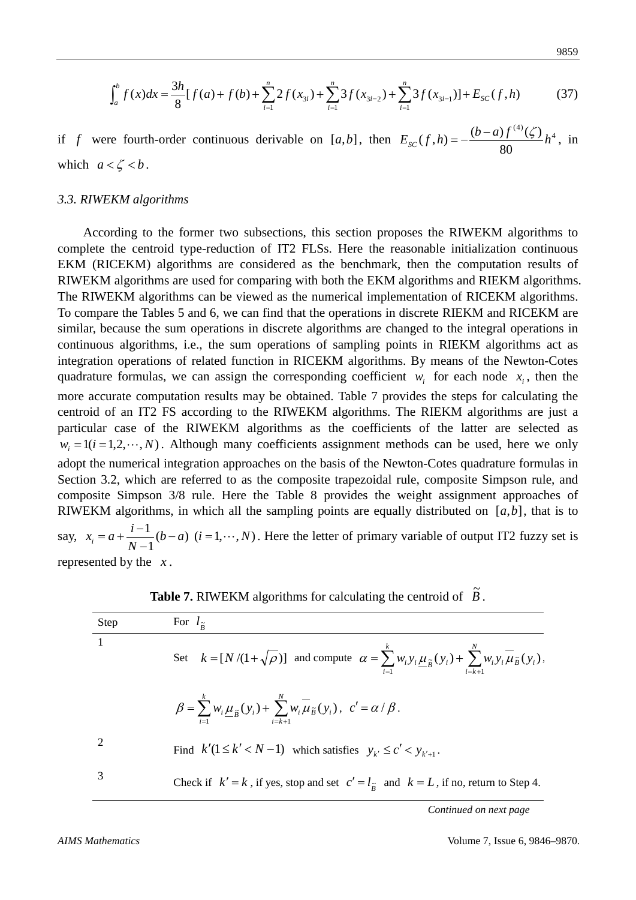$$\int_a^b f(x)dx = \frac{3h}{8}[f(a)+f(b)+\sum_{i=1}^{n} 2f(x_{3i})+\sum_{i=1}^{n} 3f(x_{3i-2})+\sum_{i=1}^{n} 3f(x_{3i-1})]+E_{SC}(f,h) \tag{37}$$

if $f$ were fourth-order continuous derivable on $[a,b]$, then $E_{SC}(f,h) = -\frac{(b-a)f^{(4)}(\zeta)}{80}h^4$, in which $a < \zeta < b$.

### 3.3. RIWEKM algorithms

According to the former two subsections, this section proposes the RIWEKM algorithms to complete the centroid type-reduction of IT2 FLSs. Here the reasonable initialization continuous EKM (RICEKM) algorithms are considered as the benchmark, then the computation results of RIWEKM algorithms are used for comparing with both the EKM algorithms and RIEKM algorithms. The RIWEKM algorithms can be viewed as the numerical implementation of RICEKM algorithms. To compare the Tables 5 and 6, we can find that the operations in discrete RIEKM and RICEKM are similar, because the sum operations in discrete algorithms are changed to the integral operations in continuous algorithms, i.e., the sum operations of sampling points in RIEKM algorithms act as integration operations of related function in RICEKM algorithms. By means of the Newton-Cotes quadrature formulas, we can assign the corresponding coefficient $w_i$ for each node $x_i$, then the more accurate computation results may be obtained. Table 7 provides the steps for calculating the centroid of an IT2 FS according to the RIWEKM algorithms. The RIEKM algorithms are just a particular case of the RIWEKM algorithms as the coefficients of the latter are selected as $w_i = 1 (i = 1,2,\cdots,N)$. Although many coefficients assignment methods can be used, here we only adopt the numerical integration approaches on the basis of the Newton-Cotes quadrature formulas in Section 3.2, which are referred to as the composite trapezoidal rule, composite Simpson rule, and composite Simpson 3/8 rule. Here the Table 8 provides the weight assignment approaches of RIWEKM algorithms, in which all the sampling points are equally distributed on $[a,b]$, that is to say, $x_i = a + \frac{i-1}{N-1}(b-a)$ $(i = 1,\cdots,N)$. Here the letter of primary variable of output IT2 fuzzy set is represented by the $x$.

**Table 7.** RIWEKM algorithms for calculating the centroid of $\tilde{B}$.

| Step | For $l_{\tilde{B}}$ |
|---|---|
| 1 | Set $k = [N/(1+\sqrt{\rho})]$ and compute $\alpha = \sum_{i=1}^{k} w_i y_i \underline{\mu}_{\tilde{B}}(y_i) + \sum_{i=k+1}^{N} w_i y_i \overline{\mu}_{\tilde{B}}(y_i)$, $\beta = \sum_{i=1}^{k} w_i \underline{\mu}_{\tilde{B}}(y_i) + \sum_{i=k+1}^{N} w_i \overline{\mu}_{\tilde{B}}(y_i)$, $c' = \alpha / \beta$. |
| 2 | Find $k'(1 \le k' < N-1)$ which satisfies $y_{k'} \le c' < y_{k'+1}$. |
| 3 | Check if $k' = k$, if yes, stop and set $c' = l_{\tilde{B}}$ and $k = L$, if no, return to Step 4. |

*Continued on next page*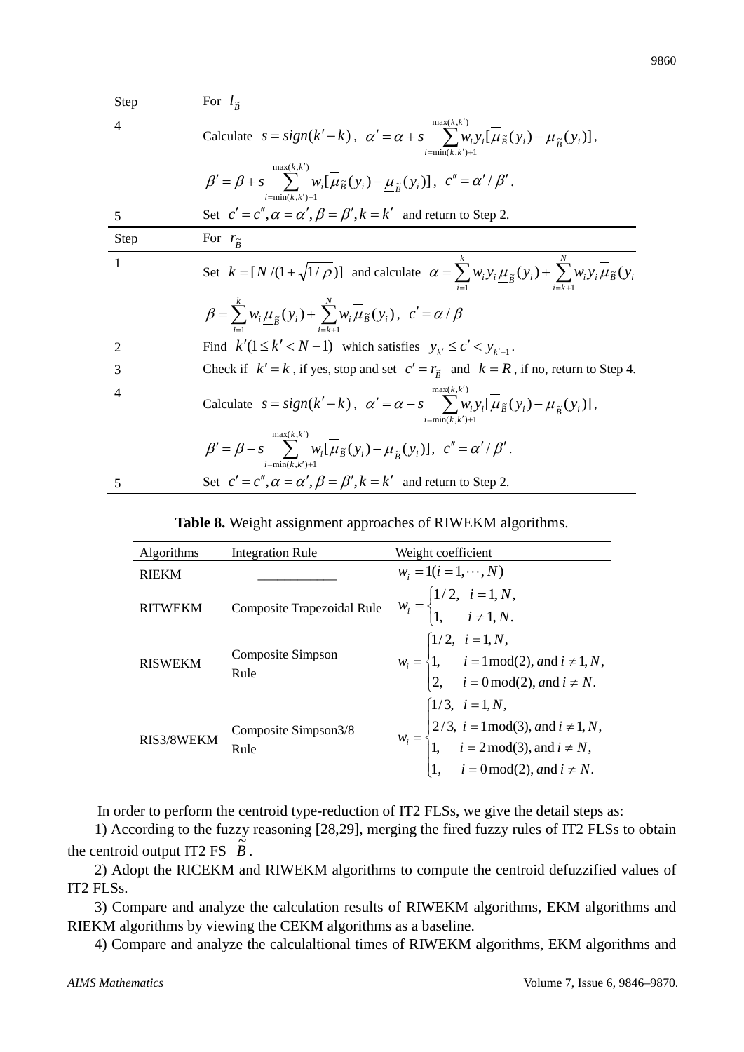| Step | For $l_{\tilde{B}}$ |
|---|---|
| 4 | Calculate $s = sign(k'-k)$, $\alpha' = \alpha + s\sum_{i=\min(k,k')+1}^{\max(k,k')} w_i y_i [\overline{\mu}_{\tilde{B}}(y_i) - \underline{\mu}_{\tilde{B}}(y_i)]$, $\beta' = \beta + s\sum_{i=\min(k,k')+1}^{\max(k,k')} w_i [\overline{\mu}_{\tilde{B}}(y_i) - \underline{\mu}_{\tilde{B}}(y_i)]$, $c'' = \alpha'/\beta'$. |
| 5 | Set $c' = c'', \alpha = \alpha', \beta = \beta', k = k'$ and return to Step 2. |

| Step | For $r_{\tilde{B}}$ |
|---|---|
| 1 | Set $k = [N/(1+\sqrt{1/\rho})]$ and calculate $\alpha = \sum_{i=1}^{k} w_i y_i \underline{\mu}_{\tilde{B}}(y_i) + \sum_{i=k+1}^{N} w_i y_i \overline{\mu}_{\tilde{B}}(y_i$ $\beta = \sum_{i=1}^{k} w_i \underline{\mu}_{\tilde{B}}(y_i) + \sum_{i=k+1}^{N} w_i \overline{\mu}_{\tilde{B}}(y_i)$, $c' = \alpha/\beta$ |
| 2 | Find $k'(1 \le k' < N-1)$ which satisfies $y_{k'} \le c' < y_{k'+1}$. |
| 3 | Check if $k' = k$, if yes, stop and set $c' = r_{\tilde{B}}$ and $k = R$, if no, return to Step 4. |
| 4 | Calculate $s = sign(k'-k)$, $\alpha' = \alpha - s\sum_{i=\min(k,k')+1}^{\max(k,k')} w_i y_i [\overline{\mu}_{\tilde{B}}(y_i) - \underline{\mu}_{\tilde{B}}(y_i)]$, $\beta' = \beta - s\sum_{i=\min(k,k')+1}^{\max(k,k')} w_i [\overline{\mu}_{\tilde{B}}(y_i) - \underline{\mu}_{\tilde{B}}(y_i)]$, $c'' = \alpha'/\beta'$. |
| 5 | Set $c' = c'', \alpha = \alpha', \beta = \beta', k = k'$ and return to Step 2. |

**Table 8.** Weight assignment approaches of RIWEKM algorithms.

| Algorithms | Integration Rule | Weight coefficient |
|---|---|---|
| RIEKM | ____________ | $w_i = 1 (i = 1, \cdots, N)$ |
| RITWEKM | Composite Trapezoidal Rule | $w_i = \begin{cases} 1/2, & i = 1, N, \\ 1, & i \ne 1, N. \end{cases}$ |
| RISWEKM | Composite Simpson Rule | $w_i = \begin{cases} 1/2, & i = 1, N, \\ 1, & i = 1 \bmod (2), \text{ and } i \ne 1, N, \\ 2, & i = 0 \bmod (2), \text{ and } i \ne N. \end{cases}$ |
| RIS3/8WEKM | Composite Simpson3/8 Rule | $w_i = \begin{cases} 1/3, & i = 1, N, \\ 2/3, & i = 1 \bmod (3), \text{ and } i \ne 1, N, \\ 1, & i = 2 \bmod (3), \text{ and } i \ne N, \\ 1, & i = 0 \bmod (2), \text{ and } i \ne N. \end{cases}$ |

In order to perform the centroid type-reduction of IT2 FLSs, we give the detail steps as:

1) According to the fuzzy reasoning [28,29], merging the fired fuzzy rules of IT2 FLSs to obtain the centroid output IT2 FS $\tilde{B}$.

2) Adopt the RICEKM and RIWEKM algorithms to compute the centroid defuzzified values of IT2 FLSs.

3) Compare and analyze the calculation results of RIWEKM algorithms, EKM algorithms and RIEKM algorithms by viewing the CEKM algorithms as a baseline.

4) Compare and analyze the calculaltional times of RIWEKM algorithms, EKM algorithms and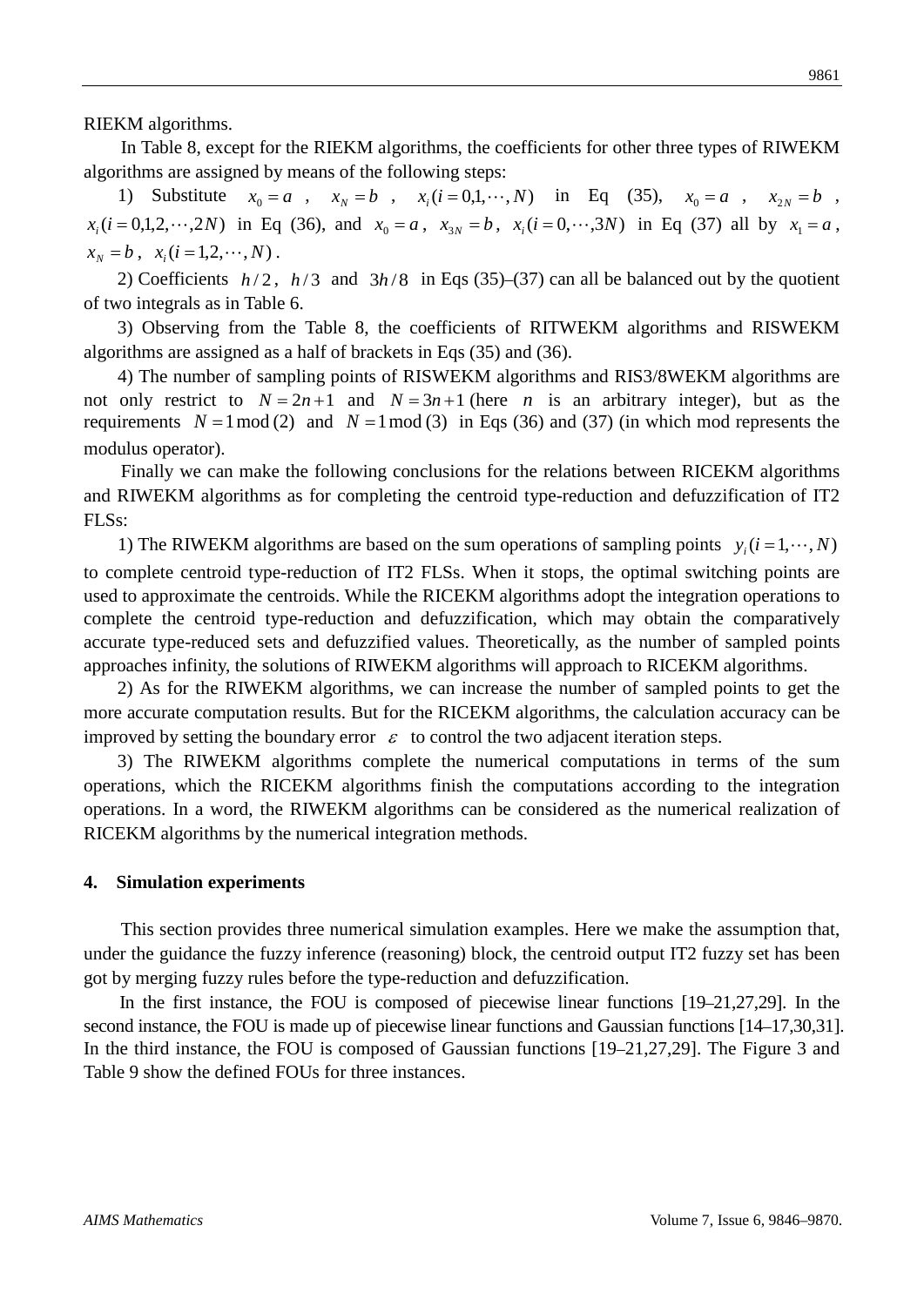RIEKM algorithms.

In Table 8, except for the RIEKM algorithms, the coefficients for other three types of RIWEKM algorithms are assigned by means of the following steps:

1) Substitute $x_0 = a$, $x_N = b$, $x_i (i = 0,1,\cdots,N)$ in Eq (35), $x_0 = a$, $x_{2N} = b$, $x_i (i = 0,1,2,\cdots,2N)$ in Eq (36), and $x_0 = a$, $x_{3N} = b$, $x_i (i = 0,\cdots,3N)$ in Eq (37) all by $x_1 = a$, $x_N = b$, $x_i (i = 1,2,\cdots,N)$.

2) Coefficients $h/2$, $h/3$ and $3h/8$ in Eqs (35)–(37) can all be balanced out by the quotient of two integrals as in Table 6.

3) Observing from the Table 8, the coefficients of RITWEKM algorithms and RISWEKM algorithms are assigned as a half of brackets in Eqs (35) and (36).

4) The number of sampling points of RISWEKM algorithms and RIS3/8WEKM algorithms are not only restrict to $N = 2n+1$ and $N = 3n+1$ (here $n$ is an arbitrary integer), but as the requirements $N = 1 \bmod (2)$ and $N = 1 \bmod (3)$ in Eqs (36) and (37) (in which mod represents the modulus operator).

Finally we can make the following conclusions for the relations between RICEKM algorithms and RIWEKM algorithms as for completing the centroid type-reduction and defuzzification of IT2 FLSs:

1) The RIWEKM algorithms are based on the sum operations of sampling points $y_i (i = 1,\cdots,N)$ to complete centroid type-reduction of IT2 FLSs. When it stops, the optimal switching points are used to approximate the centroids. While the RICEKM algorithms adopt the integration operations to complete the centroid type-reduction and defuzzification, which may obtain the comparatively accurate type-reduced sets and defuzzified values. Theoretically, as the number of sampled points approaches infinity, the solutions of RIWEKM algorithms will approach to RICEKM algorithms.

2) As for the RIWEKM algorithms, we can increase the number of sampled points to get the more accurate computation results. But for the RICEKM algorithms, the calculation accuracy can be improved by setting the boundary error $\varepsilon$ to control the two adjacent iteration steps.

3) The RIWEKM algorithms complete the numerical computations in terms of the sum operations, which the RICEKM algorithms finish the computations according to the integration operations. In a word, the RIWEKM algorithms can be considered as the numerical realization of RICEKM algorithms by the numerical integration methods.

## 4. Simulation experiments

This section provides three numerical simulation examples. Here we make the assumption that, under the guidance the fuzzy inference (reasoning) block, the centroid output IT2 fuzzy set has been got by merging fuzzy rules before the type-reduction and defuzzification.

In the first instance, the FOU is composed of piecewise linear functions [19–21,27,29]. In the second instance, the FOU is made up of piecewise linear functions and Gaussian functions [14–17,30,31]. In the third instance, the FOU is composed of Gaussian functions [19–21,27,29]. The Figure 3 and Table 9 show the defined FOUs for three instances.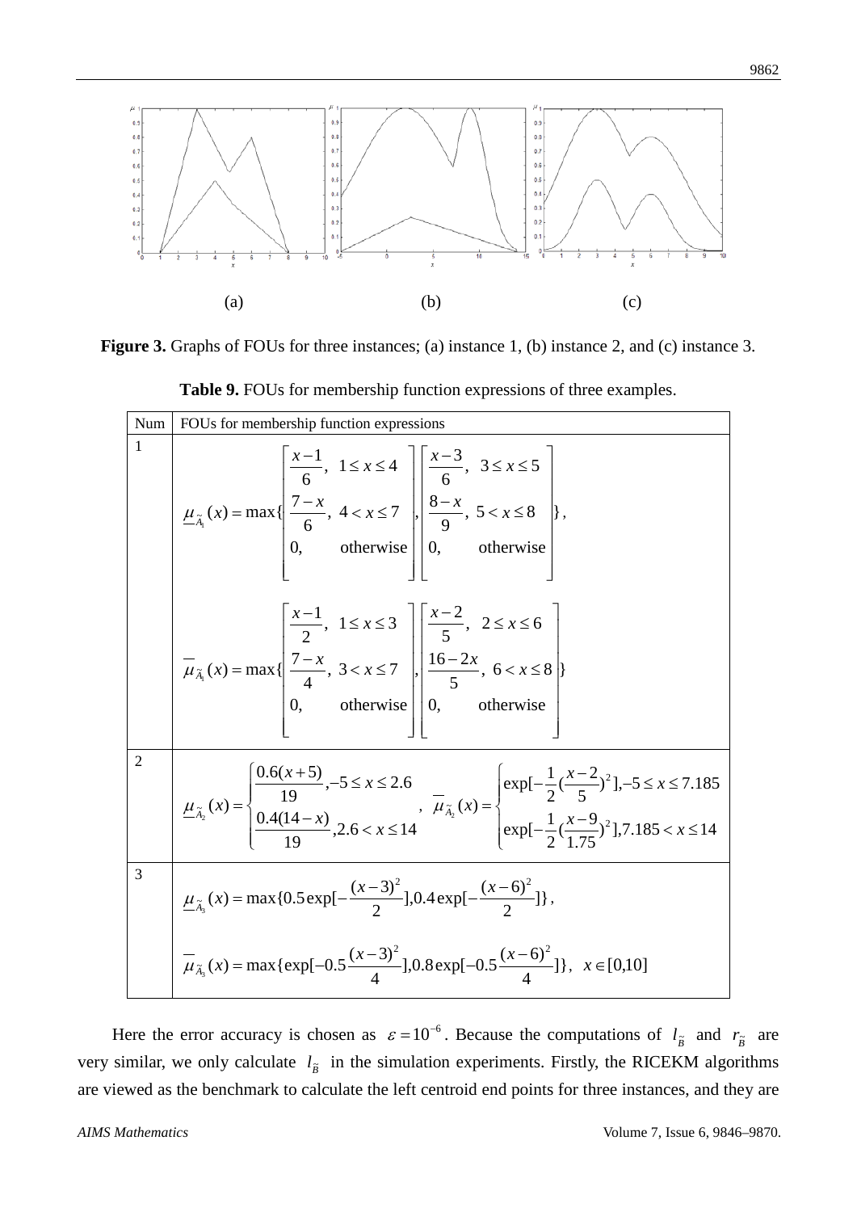(a) (b) (c)

**Figure 3.** Graphs of FOUs for three instances; (a) instance 1, (b) instance 2, and (c) instance 3.

**Table 9.** FOUs for membership function expressions of three examples.

| Num | FOUs for membership function expressions |
|---|---|
| 1 | $\underline{\mu}_{\tilde{A}_1}(x) = \max\{\begin{bmatrix} \frac{x-1}{6}, & 1 \le x \le 4 \\ \frac{7-x}{6}, & 4 < x \le 7 \\ 0, & \text{otherwise} \end{bmatrix}, \begin{bmatrix} \frac{x-3}{6}, & 3 \le x \le 5 \\ \frac{8-x}{9}, & 5 < x \le 8 \\ 0, & \text{otherwise} \end{bmatrix}\}$, $\overline{\mu}_{\tilde{A}_1}(x) = \max\{\begin{bmatrix} \frac{x-1}{2}, & 1 \le x \le 3 \\ \frac{7-x}{4}, & 3 < x \le 7 \\ 0, & \text{otherwise} \end{bmatrix}, \begin{bmatrix} \frac{x-2}{5}, & 2 \le x \le 6 \\ \frac{16-2x}{5}, & 6 < x \le 8 \\ 0, & \text{otherwise} \end{bmatrix}\}$ |
| 2 | $\underline{\mu}_{\tilde{A}_2}(x) = \begin{cases} \frac{0.6(x+5)}{19}, -5 \le x \le 2.6 \\ \frac{0.4(14-x)}{19}, 2.6 < x \le 14 \end{cases}$, $\overline{\mu}_{\tilde{A}_2}(x) = \begin{cases} \exp[-\frac{1}{2}(\frac{x-2}{5})^2], -5 \le x \le 7.185 \\ \exp[-\frac{1}{2}(\frac{x-9}{1.75})^2], 7.185 < x \le 14 \end{cases}$ |
| 3 | $\underline{\mu}_{\tilde{A}_3}(x) = \max\{0.5\exp[-\frac{(x-3)^2}{2}], 0.4\exp[-\frac{(x-6)^2}{2}]\}$, $\overline{\mu}_{\tilde{A}_3}(x) = \max\{\exp[-0.5\frac{(x-3)^2}{4}], 0.8\exp[-0.5\frac{(x-6)^2}{4}]\}, \quad x \in [0,10]$ |

Here the error accuracy is chosen as $\varepsilon = 10^{-6}$. Because the computations of $l_{\tilde{B}}$ and $r_{\tilde{B}}$ are very similar, we only calculate $l_{\tilde{B}}$ in the simulation experiments. Firstly, the RICEKM algorithms are viewed as the benchmark to calculate the left centroid end points for three instances, and they are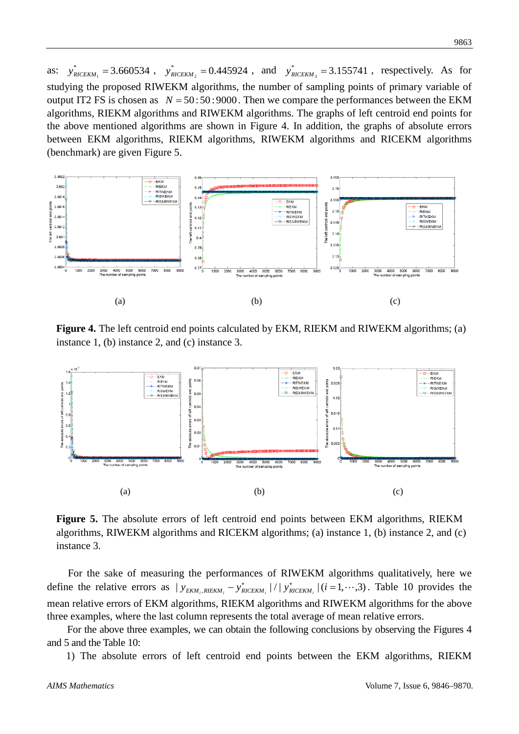as: $y^*_{RICEKM_1} = 3.660534$, $y^*_{RICEKM_2} = 0.445924$, and $y^*_{RICEKM_3} = 3.155741$, respectively. As for studying the proposed RIWEKM algorithms, the number of sampling points of primary variable of output IT2 FS is chosen as $N = 50:50:9000$. Then we compare the performances between the EKM algorithms, RIEKM algorithms and RIWEKM algorithms. The graphs of left centroid end points for the above mentioned algorithms are shown in Figure 4. In addition, the graphs of absolute errors between EKM algorithms, RIEKM algorithms, RIWEKM algorithms and RICEKM algorithms (benchmark) are given Figure 5.

(a) (b) (c)

**Figure 4.** The left centroid end points calculated by EKM, RIEKM and RIWEKM algorithms; (a) instance 1, (b) instance 2, and (c) instance 3.

(a) (b) (c)

**Figure 5.** The absolute errors of left centroid end points between EKM algorithms, RIEKM algorithms, RIWEKM algorithms and RICEKM algorithms; (a) instance 1, (b) instance 2, and (c) instance 3.

For the sake of measuring the performances of RIWEKM algorithms qualitatively, here we define the relative errors as $|y_{EKM_i,RIEKM_i} - y^*_{RICEKM_i}| / |y^*_{RICEKM_i}| (i = 1, \cdots, 3)$. Table 10 provides the mean relative errors of EKM algorithms, RIEKM algorithms and RIWEKM algorithms for the above three examples, where the last column represents the total average of mean relative errors.

For the above three examples, we can obtain the following conclusions by observing the Figures 4 and 5 and the Table 10:

1) The absolute errors of left centroid end points between the EKM algorithms, RIEKM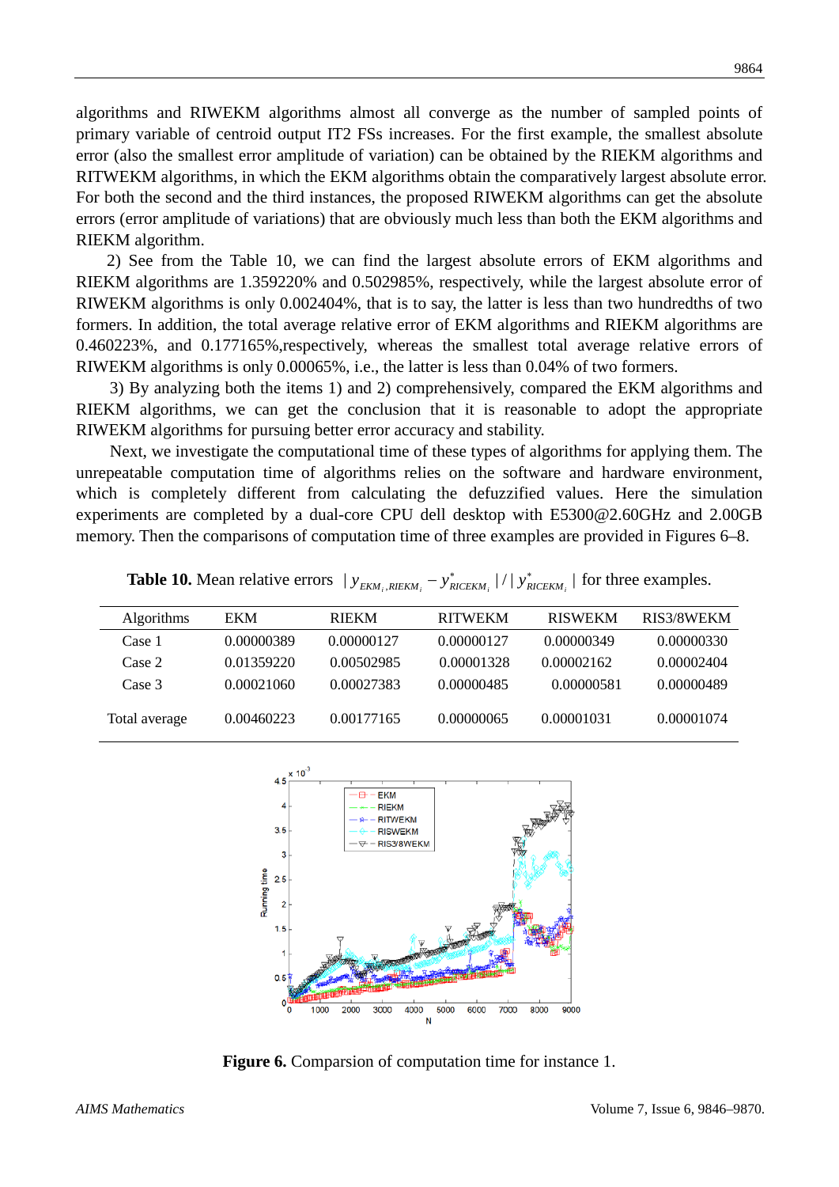algorithms and RIWEKM algorithms almost all converge as the number of sampled points of primary variable of centroid output IT2 FSs increases. For the first example, the smallest absolute error (also the smallest error amplitude of variation) can be obtained by the RIEKM algorithms and RITWEKM algorithms, in which the EKM algorithms obtain the comparatively largest absolute error. For both the second and the third instances, the proposed RIWEKM algorithms can get the absolute errors (error amplitude of variations) that are obviously much less than both the EKM algorithms and RIEKM algorithm.

2) See from the Table 10, we can find the largest absolute errors of EKM algorithms and RIEKM algorithms are 1.359220% and 0.502985%, respectively, while the largest absolute error of RIWEKM algorithms is only 0.002404%, that is to say, the latter is less than two hundredths of two formers. In addition, the total average relative error of EKM algorithms and RIEKM algorithms are 0.460223%, and 0.177165%,respectively, whereas the smallest total average relative errors of RIWEKM algorithms is only 0.00065%, i.e., the latter is less than 0.04% of two formers.

3) By analyzing both the items 1) and 2) comprehensively, compared the EKM algorithms and RIEKM algorithms, we can get the conclusion that it is reasonable to adopt the appropriate RIWEKM algorithms for pursuing better error accuracy and stability.

Next, we investigate the computational time of these types of algorithms for applying them. The unrepeatable computation time of algorithms relies on the software and hardware environment, which is completely different from calculating the defuzzified values. Here the simulation experiments are completed by a dual-core CPU dell desktop with E5300@2.60GHz and 2.00GB memory. Then the comparisons of computation time of three examples are provided in Figures 6–8.

**Table 10.** Mean relative errors $|y_{EKM_i,RIEKM_i} - y^*_{RICEKM_i}| / |y^*_{RICEKM_i}|$ for three examples.

| Algorithms | EKM | RIEKM | RITWEKM | RISWEKM | RIS3/8WEKM |
|---|---|---|---|---|---|
| Case 1 | 0.00000389 | 0.00000127 | 0.00000127 | 0.00000349 | 0.00000330 |
| Case 2 | 0.01359220 | 0.00502985 | 0.00001328 | 0.00002162 | 0.00002404 |
| Case 3 | 0.00021060 | 0.00027383 | 0.00000485 | 0.00000581 | 0.00000489 |
| Total average | 0.00460223 | 0.00177165 | 0.00000065 | 0.00001031 | 0.00001074 |

**Figure 6.** Comparsion of computation time for instance 1.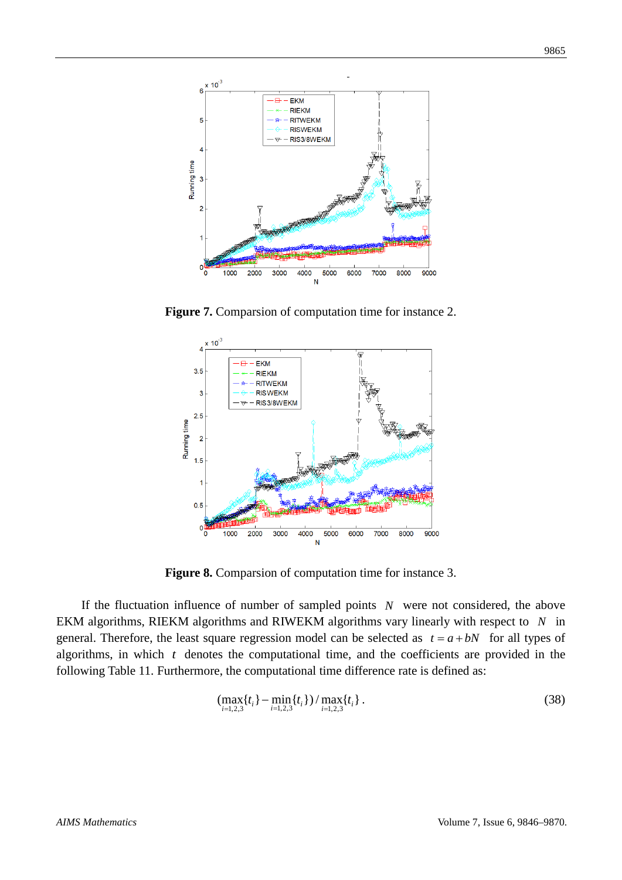**Figure 7.** Comparsion of computation time for instance 2.

**Figure 8.** Comparsion of computation time for instance 3.

If the fluctuation influence of number of sampled points $N$ were not considered, the above EKM algorithms, RIEKM algorithms and RIWEKM algorithms vary linearly with respect to $N$ in general. Therefore, the least square regression model can be selected as $t = a + bN$ for all types of algorithms, in which $t$ denotes the computational time, and the coefficients are provided in the following Table 11. Furthermore, the computational time difference rate is defined as:

$$(\max_{i=1,2,3}\{t_i\} - \min_{i=1,2,3}\{t_i\}) / \max_{i=1,2,3}\{t_i\}. \tag{38}$$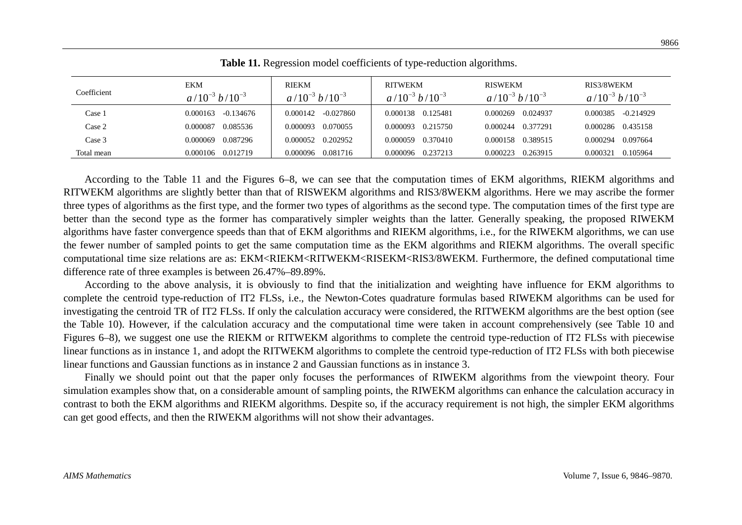**Table 11.** Regression model coefficients of type-reduction algorithms.

| Coefficient | EKM | | RIEKM | | RITWEKM | | RISWEKM | | RIS3/8WEKM | |
|---|---|---|---|---|---|---|---|---|---|---|
| | $a/10^{-3}$ | $b/10^{-3}$ | $a/10^{-3}$ | $b/10^{-3}$ | $a/10^{-3}$ | $b/10^{-3}$ | $a/10^{-3}$ | $b/10^{-3}$ | $a/10^{-3}$ | $b/10^{-3}$ |
| Case 1 | 0.000163 | -0.134676 | 0.000142 | -0.027860 | 0.000138 | 0.125481 | 0.000269 | 0.024937 | 0.000385 | -0.214929 |
| Case 2 | 0.000087 | 0.085536 | 0.000093 | 0.070055 | 0.000093 | 0.215750 | 0.000244 | 0.377291 | 0.000286 | 0.435158 |
| Case 3 | 0.000069 | 0.087296 | 0.000052 | 0.202952 | 0.000059 | 0.370410 | 0.000158 | 0.389515 | 0.000294 | 0.097664 |
| Total mean | 0.000106 | 0.012719 | 0.000096 | 0.081716 | 0.000096 | 0.237213 | 0.000223 | 0.263915 | 0.000321 | 0.105964 |

According to the Table 11 and the Figures 6–8, we can see that the computation times of EKM algorithms, RIEKM algorithms and RITWEKM algorithms are slightly better than that of RISWEKM algorithms and RIS3/8WEKM algorithms. Here we may ascribe the former three types of algorithms as the first type, and the former two types of algorithms as the second type. The computation times of the first type are better than the second type as the former has comparatively simpler weights than the latter. Generally speaking, the proposed RIWEKM algorithms have faster convergence speeds than that of EKM algorithms and RIEKM algorithms, i.e., for the RIWEKM algorithms, we can use the fewer number of sampled points to get the same computation time as the EKM algorithms and RIEKM algorithms. The overall specific computational time size relations are as: EKM<RIEKM<RITWEKM<RISEKM<RIS3/8WEKM. Furthermore, the defined computational time difference rate of three examples is between 26.47%–89.89%.

According to the above analysis, it is obviously to find that the initialization and weighting have influence for EKM algorithms to complete the centroid type-reduction of IT2 FLSs, i.e., the Newton-Cotes quadrature formulas based RIWEKM algorithms can be used for investigating the centroid TR of IT2 FLSs. If only the calculation accuracy were considered, the RITWEKM algorithms are the best option (see the Table 10). However, if the calculation accuracy and the computational time were taken in account comprehensively (see Table 10 and Figures 6–8), we suggest one use the RIEKM or RITWEKM algorithms to complete the centroid type-reduction of IT2 FLSs with piecewise linear functions as in instance 1, and adopt the RITWEKM algorithms to complete the centroid type-reduction of IT2 FLSs with both piecewise linear functions and Gaussian functions as in instance 2 and Gaussian functions as in instance 3.

Finally we should point out that the paper only focuses the performances of RIWEKM algorithms from the viewpoint theory. Four simulation examples show that, on a considerable amount of sampling points, the RIWEKM algorithms can enhance the calculation accuracy in contrast to both the EKM algorithms and RIEKM algorithms. Despite so, if the accuracy requirement is not high, the simpler EKM algorithms can get good effects, and then the RIWEKM algorithms will not show their advantages.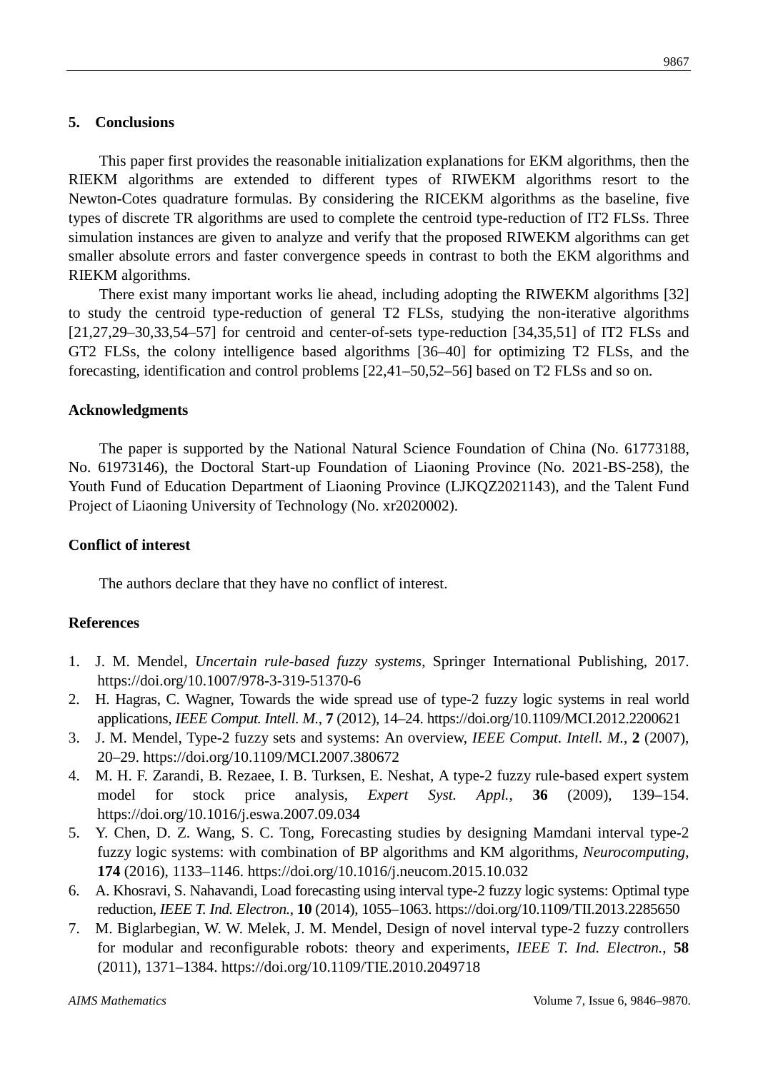## 5. Conclusions

This paper first provides the reasonable initialization explanations for EKM algorithms, then the RIEKM algorithms are extended to different types of RIWEKM algorithms resort to the Newton-Cotes quadrature formulas. By considering the RICEKM algorithms as the baseline, five types of discrete TR algorithms are used to complete the centroid type-reduction of IT2 FLSs. Three simulation instances are given to analyze and verify that the proposed RIWEKM algorithms can get smaller absolute errors and faster convergence speeds in contrast to both the EKM algorithms and RIEKM algorithms.

There exist many important works lie ahead, including adopting the RIWEKM algorithms [32] to study the centroid type-reduction of general T2 FLSs, studying the non-iterative algorithms [21,27,29–30,33,54–57] for centroid and center-of-sets type-reduction [34,35,51] of IT2 FLSs and GT2 FLSs, the colony intelligence based algorithms [36–40] for optimizing T2 FLSs, and the forecasting, identification and control problems [22,41–50,52–56] based on T2 FLSs and so on.

## Acknowledgments

The paper is supported by the National Natural Science Foundation of China (No. 61773188, No. 61973146), the Doctoral Start-up Foundation of Liaoning Province (No. 2021-BS-258), the Youth Fund of Education Department of Liaoning Province (LJKQZ2021143), and the Talent Fund Project of Liaoning University of Technology (No. xr2020002).

## Conflict of interest

The authors declare that they have no conflict of interest.

## References

1. J. M. Mendel, *Uncertain rule-based fuzzy systems*, Springer International Publishing, 2017. https://doi.org/10.1007/978-3-319-51370-6
2. H. Hagras, C. Wagner, Towards the wide spread use of type-2 fuzzy logic systems in real world applications, *IEEE Comput. Intell. M.*, **7** (2012), 14–24. https://doi.org/10.1109/MCI.2012.2200621
3. J. M. Mendel, Type-2 fuzzy sets and systems: An overview, *IEEE Comput. Intell. M.*, **2** (2007), 20–29. https://doi.org/10.1109/MCI.2007.380672
4. M. H. F. Zarandi, B. Rezaee, I. B. Turksen, E. Neshat, A type-2 fuzzy rule-based expert system model for stock price analysis, *Expert Syst. Appl.*, **36** (2009), 139–154. https://doi.org/10.1016/j.eswa.2007.09.034
5. Y. Chen, D. Z. Wang, S. C. Tong, Forecasting studies by designing Mamdani interval type-2 fuzzy logic systems: with combination of BP algorithms and KM algorithms, *Neurocomputing*, **174** (2016), 1133–1146. https://doi.org/10.1016/j.neucom.2015.10.032
6. A. Khosravi, S. Nahavandi, Load forecasting using interval type-2 fuzzy logic systems: Optimal type reduction, *IEEE T. Ind. Electron.*, **10** (2014), 1055–1063. https://doi.org/10.1109/TII.2013.2285650
7. M. Biglarbegian, W. W. Melek, J. M. Mendel, Design of novel interval type-2 fuzzy controllers for modular and reconfigurable robots: theory and experiments, *IEEE T. Ind. Electron.*, **58** (2011), 1371–1384. https://doi.org/10.1109/TIE.2010.2049718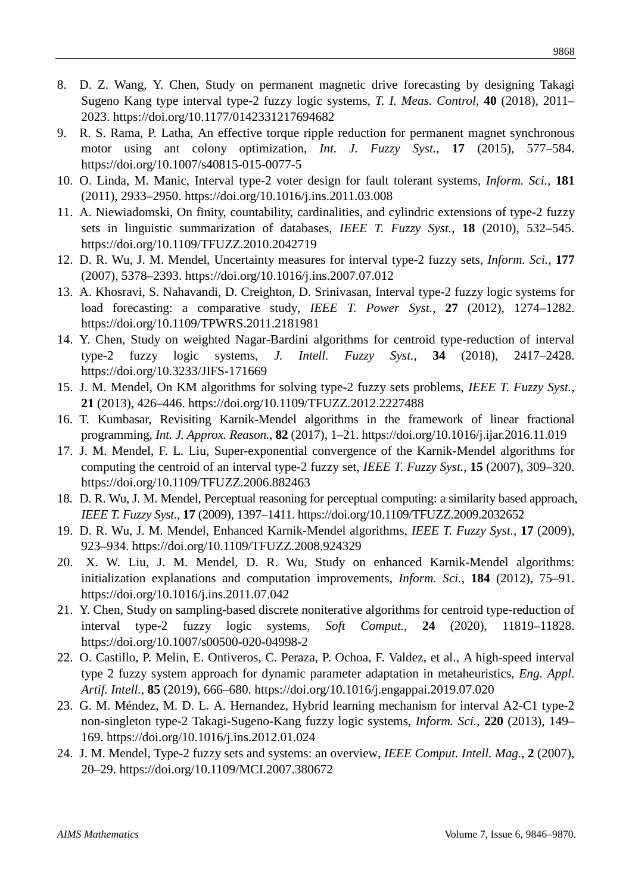8. D. Z. Wang, Y. Chen, Study on permanent magnetic drive forecasting by designing Takagi Sugeno Kang type interval type-2 fuzzy logic systems, *T. I. Meas. Control*, **40** (2018), 2011–2023. https://doi.org/10.1177/0142331217694682
9. R. S. Rama, P. Latha, An effective torque ripple reduction for permanent magnet synchronous motor using ant colony optimization, *Int. J. Fuzzy Syst.*, **17** (2015), 577–584. https://doi.org/10.1007/s40815-015-0077-5
10. O. Linda, M. Manic, Interval type-2 voter design for fault tolerant systems, *Inform. Sci.*, **181** (2011), 2933–2950. https://doi.org/10.1016/j.ins.2011.03.008
11. A. Niewiadomski, On finity, countability, cardinalities, and cylindric extensions of type-2 fuzzy sets in linguistic summarization of databases, *IEEE T. Fuzzy Syst.*, **18** (2010), 532–545. https://doi.org/10.1109/TFUZZ.2010.2042719
12. D. R. Wu, J. M. Mendel, Uncertainty measures for interval type-2 fuzzy sets, *Inform. Sci.*, **177** (2007), 5378–2393. https://doi.org/10.1016/j.ins.2007.07.012
13. A. Khosravi, S. Nahavandi, D. Creighton, D. Srinivasan, Interval type-2 fuzzy logic systems for load forecasting: a comparative study, *IEEE T. Power Syst.*, **27** (2012), 1274–1282. https://doi.org/10.1109/TPWRS.2011.2181981
14. Y. Chen, Study on weighted Nagar-Bardini algorithms for centroid type-reduction of interval type-2 fuzzy logic systems, *J. Intell. Fuzzy Syst.*, **34** (2018), 2417–2428. https://doi.org/10.3233/JIFS-171669
15. J. M. Mendel, On KM algorithms for solving type-2 fuzzy sets problems, *IEEE T. Fuzzy Syst.*, **21** (2013), 426–446. https://doi.org/10.1109/TFUZZ.2012.2227488
16. T. Kumbasar, Revisiting Karnik-Mendel algorithms in the framework of linear fractional programming, *Int. J. Approx. Reason.*, **82** (2017), 1–21. https://doi.org/10.1016/j.ijar.2016.11.019
17. J. M. Mendel, F. L. Liu, Super-exponential convergence of the Karnik-Mendel algorithms for computing the centroid of an interval type-2 fuzzy set, *IEEE T. Fuzzy Syst.*, **15** (2007), 309–320. https://doi.org/10.1109/TFUZZ.2006.882463
18. D. R. Wu, J. M. Mendel, Perceptual reasoning for perceptual computing: a similarity based approach, *IEEE T. Fuzzy Syst.*, **17** (2009), 1397–1411. https://doi.org/10.1109/TFUZZ.2009.2032652
19. D. R. Wu, J. M. Mendel, Enhanced Karnik-Mendel algorithms, *IEEE T. Fuzzy Syst.*, **17** (2009), 923–934. https://doi.org/10.1109/TFUZZ.2008.924329
20. X. W. Liu, J. M. Mendel, D. R. Wu, Study on enhanced Karnik-Mendel algorithms: initialization explanations and computation improvements, *Inform. Sci.*, **184** (2012), 75–91. https://doi.org/10.1016/j.ins.2011.07.042
21. Y. Chen, Study on sampling-based discrete noniterative algorithms for centroid type-reduction of interval type-2 fuzzy logic systems, *Soft Comput.*, **24** (2020), 11819–11828. https://doi.org/10.1007/s00500-020-04998-2
22. O. Castillo, P. Melin, E. Ontiveros, C. Peraza, P. Ochoa, F. Valdez, et al., A high-speed interval type 2 fuzzy system approach for dynamic parameter adaptation in metaheuristics, *Eng. Appl. Artif. Intell.*, **85** (2019), 666–680. https://doi.org/10.1016/j.engappai.2019.07.020
23. G. M. Méndez, M. D. L. A. Hernandez, Hybrid learning mechanism for interval A2-C1 type-2 non-singleton type-2 Takagi-Sugeno-Kang fuzzy logic systems, *Inform. Sci.*, **220** (2013), 149–169. https://doi.org/10.1016/j.ins.2012.01.024
24. J. M. Mendel, Type-2 fuzzy sets and systems: an overview, *IEEE Comput. Intell. Mag.*, **2** (2007), 20–29. https://doi.org/10.1109/MCI.2007.380672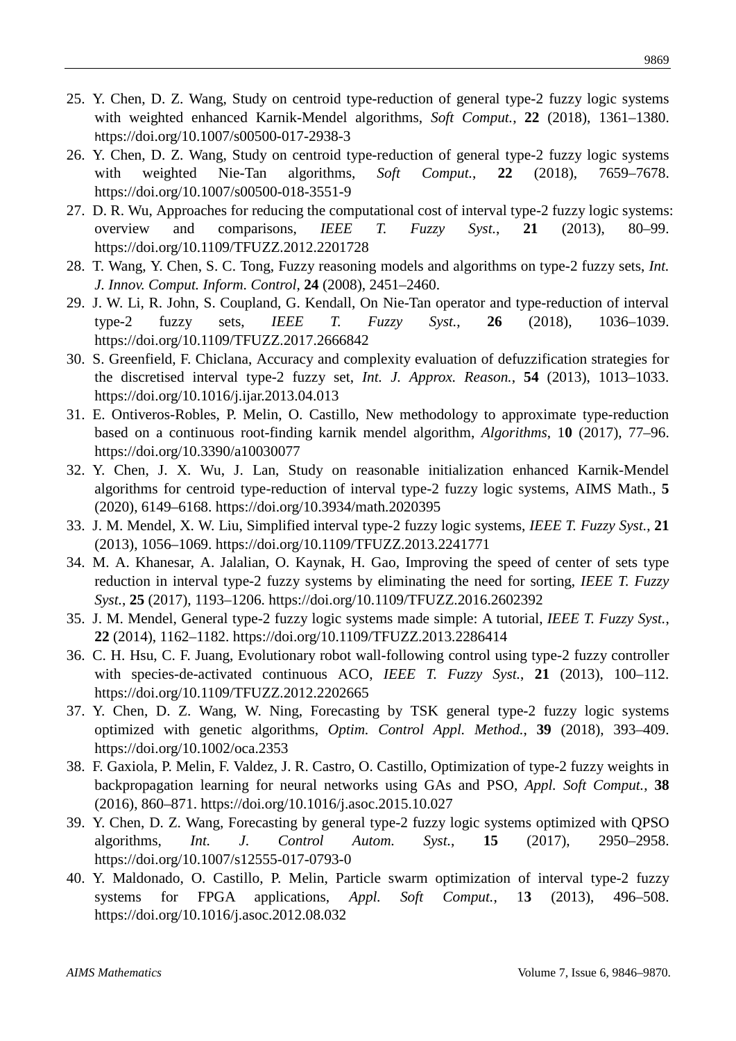25. Y. Chen, D. Z. Wang, Study on centroid type-reduction of general type-2 fuzzy logic systems with weighted enhanced Karnik-Mendel algorithms, *Soft Comput.*, **22** (2018), 1361–1380. https://doi.org/10.1007/s00500-017-2938-3
26. Y. Chen, D. Z. Wang, Study on centroid type-reduction of general type-2 fuzzy logic systems with weighted Nie-Tan algorithms, *Soft Comput.*, **22** (2018), 7659–7678. https://doi.org/10.1007/s00500-018-3551-9
27. D. R. Wu, Approaches for reducing the computational cost of interval type-2 fuzzy logic systems: overview and comparisons, *IEEE T. Fuzzy Syst.*, **21** (2013), 80–99. https://doi.org/10.1109/TFUZZ.2012.2201728
28. T. Wang, Y. Chen, S. C. Tong, Fuzzy reasoning models and algorithms on type-2 fuzzy sets, *Int. J. Innov. Comput. Inform. Control*, **24** (2008), 2451–2460.
29. J. W. Li, R. John, S. Coupland, G. Kendall, On Nie-Tan operator and type-reduction of interval type-2 fuzzy sets, *IEEE T. Fuzzy Syst.*, **26** (2018), 1036–1039. https://doi.org/10.1109/TFUZZ.2017.2666842
30. S. Greenfield, F. Chiclana, Accuracy and complexity evaluation of defuzzification strategies for the discretised interval type-2 fuzzy set, *Int. J. Approx. Reason.*, **54** (2013), 1013–1033. https://doi.org/10.1016/j.ijar.2013.04.013
31. E. Ontiveros-Robles, P. Melin, O. Castillo, New methodology to approximate type-reduction based on a continuous root-finding karnik mendel algorithm, *Algorithms*, 1**0** (2017), 77–96. https://doi.org/10.3390/a10030077
32. Y. Chen, J. X. Wu, J. Lan, Study on reasonable initialization enhanced Karnik-Mendel algorithms for centroid type-reduction of interval type-2 fuzzy logic systems, AIMS Math., **5** (2020), 6149–6168. https://doi.org/10.3934/math.2020395
33. J. M. Mendel, X. W. Liu, Simplified interval type-2 fuzzy logic systems, *IEEE T. Fuzzy Syst.*, **21** (2013), 1056–1069. https://doi.org/10.1109/TFUZZ.2013.2241771
34. M. A. Khanesar, A. Jalalian, O. Kaynak, H. Gao, Improving the speed of center of sets type reduction in interval type-2 fuzzy systems by eliminating the need for sorting, *IEEE T. Fuzzy Syst.*, **25** (2017), 1193–1206. https://doi.org/10.1109/TFUZZ.2016.2602392
35. J. M. Mendel, General type-2 fuzzy logic systems made simple: A tutorial, *IEEE T. Fuzzy Syst.*, **22** (2014), 1162–1182. https://doi.org/10.1109/TFUZZ.2013.2286414
36. C. H. Hsu, C. F. Juang, Evolutionary robot wall-following control using type-2 fuzzy controller with species-de-activated continuous ACO, *IEEE T. Fuzzy Syst.*, **21** (2013), 100–112. https://doi.org/10.1109/TFUZZ.2012.2202665
37. Y. Chen, D. Z. Wang, W. Ning, Forecasting by TSK general type-2 fuzzy logic systems optimized with genetic algorithms, *Optim. Control Appl. Method.*, **39** (2018), 393–409. https://doi.org/10.1002/oca.2353
38. F. Gaxiola, P. Melin, F. Valdez, J. R. Castro, O. Castillo, Optimization of type-2 fuzzy weights in backpropagation learning for neural networks using GAs and PSO, *Appl. Soft Comput.*, **38** (2016), 860–871. https://doi.org/10.1016/j.asoc.2015.10.027
39. Y. Chen, D. Z. Wang, Forecasting by general type-2 fuzzy logic systems optimized with QPSO algorithms, *Int. J. Control Autom. Syst.*, **15** (2017), 2950–2958. https://doi.org/10.1007/s12555-017-0793-0
40. Y. Maldonado, O. Castillo, P. Melin, Particle swarm optimization of interval type-2 fuzzy systems for FPGA applications, *Appl. Soft Comput.*, 1**3** (2013), 496–508. https://doi.org/10.1016/j.asoc.2012.08.032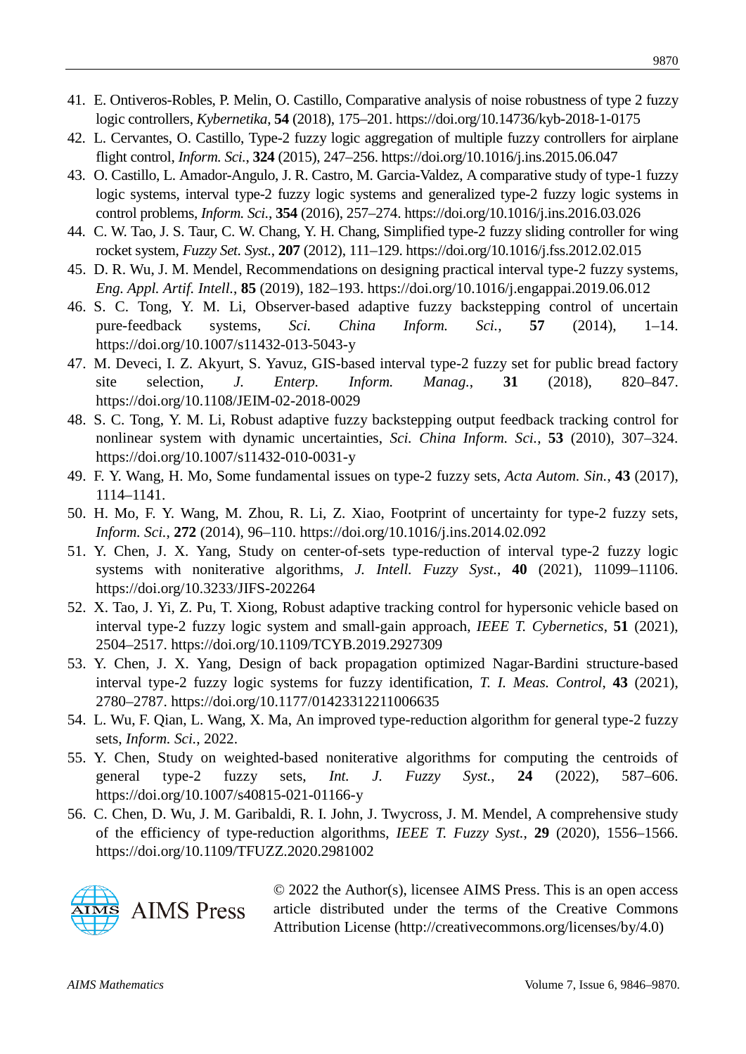41. E. Ontiveros-Robles, P. Melin, O. Castillo, Comparative analysis of noise robustness of type 2 fuzzy logic controllers, *Kybernetika*, **54** (2018), 175–201. https://doi.org/10.14736/kyb-2018-1-0175
42. L. Cervantes, O. Castillo, Type-2 fuzzy logic aggregation of multiple fuzzy controllers for airplane flight control, *Inform. Sci.*, **324** (2015), 247–256. https://doi.org/10.1016/j.ins.2015.06.047
43. O. Castillo, L. Amador-Angulo, J. R. Castro, M. Garcia-Valdez, A comparative study of type-1 fuzzy logic systems, interval type-2 fuzzy logic systems and generalized type-2 fuzzy logic systems in control problems, *Inform. Sci.*, **354** (2016), 257–274. https://doi.org/10.1016/j.ins.2016.03.026
44. C. W. Tao, J. S. Taur, C. W. Chang, Y. H. Chang, Simplified type-2 fuzzy sliding controller for wing rocket system, *Fuzzy Set. Syst.*, **207** (2012), 111–129. https://doi.org/10.1016/j.fss.2012.02.015
45. D. R. Wu, J. M. Mendel, Recommendations on designing practical interval type-2 fuzzy systems, *Eng. Appl. Artif. Intell.*, **85** (2019), 182–193. https://doi.org/10.1016/j.engappai.2019.06.012
46. S. C. Tong, Y. M. Li, Observer-based adaptive fuzzy backstepping control of uncertain pure-feedback systems, *Sci. China Inform. Sci.*, **57** (2014), 1–14. https://doi.org/10.1007/s11432-013-5043-y
47. M. Deveci, I. Z. Akyurt, S. Yavuz, GIS-based interval type-2 fuzzy set for public bread factory site selection, *J. Enterp. Inform. Manag.*, **31** (2018), 820–847. https://doi.org/10.1108/JEIM-02-2018-0029
48. S. C. Tong, Y. M. Li, Robust adaptive fuzzy backstepping output feedback tracking control for nonlinear system with dynamic uncertainties, *Sci. China Inform. Sci.*, **53** (2010), 307–324. https://doi.org/10.1007/s11432-010-0031-y
49. F. Y. Wang, H. Mo, Some fundamental issues on type-2 fuzzy sets, *Acta Autom. Sin.*, **43** (2017), 1114–1141.
50. H. Mo, F. Y. Wang, M. Zhou, R. Li, Z. Xiao, Footprint of uncertainty for type-2 fuzzy sets, *Inform. Sci.*, **272** (2014), 96–110. https://doi.org/10.1016/j.ins.2014.02.092
51. Y. Chen, J. X. Yang, Study on center-of-sets type-reduction of interval type-2 fuzzy logic systems with noniterative algorithms, *J. Intell. Fuzzy Syst.*, **40** (2021), 11099–11106. https://doi.org/10.3233/JIFS-202264
52. X. Tao, J. Yi, Z. Pu, T. Xiong, Robust adaptive tracking control for hypersonic vehicle based on interval type-2 fuzzy logic system and small-gain approach, *IEEE T. Cybernetics*, **51** (2021), 2504–2517. https://doi.org/10.1109/TCYB.2019.2927309
53. Y. Chen, J. X. Yang, Design of back propagation optimized Nagar-Bardini structure-based interval type-2 fuzzy logic systems for fuzzy identification, *T. I. Meas. Control*, **43** (2021), 2780–2787. https://doi.org/10.1177/01423312211006635
54. L. Wu, F. Qian, L. Wang, X. Ma, An improved type-reduction algorithm for general type-2 fuzzy sets, *Inform. Sci.*, 2022.
55. Y. Chen, Study on weighted-based noniterative algorithms for computing the centroids of general type-2 fuzzy sets, *Int. J. Fuzzy Syst.*, **24** (2022), 587–606. https://doi.org/10.1007/s40815-021-01166-y
56. C. Chen, D. Wu, J. M. Garibaldi, R. I. John, J. Twycross, J. M. Mendel, A comprehensive study of the efficiency of type-reduction algorithms, *IEEE T. Fuzzy Syst.*, **29** (2020), 1556–1566. https://doi.org/10.1109/TFUZZ.2020.2981002

AIMS Press

© 2022 the Author(s), licensee AIMS Press. This is an open access article distributed under the terms of the Creative Commons Attribution License (http://creativecommons.org/licenses/by/4.0)